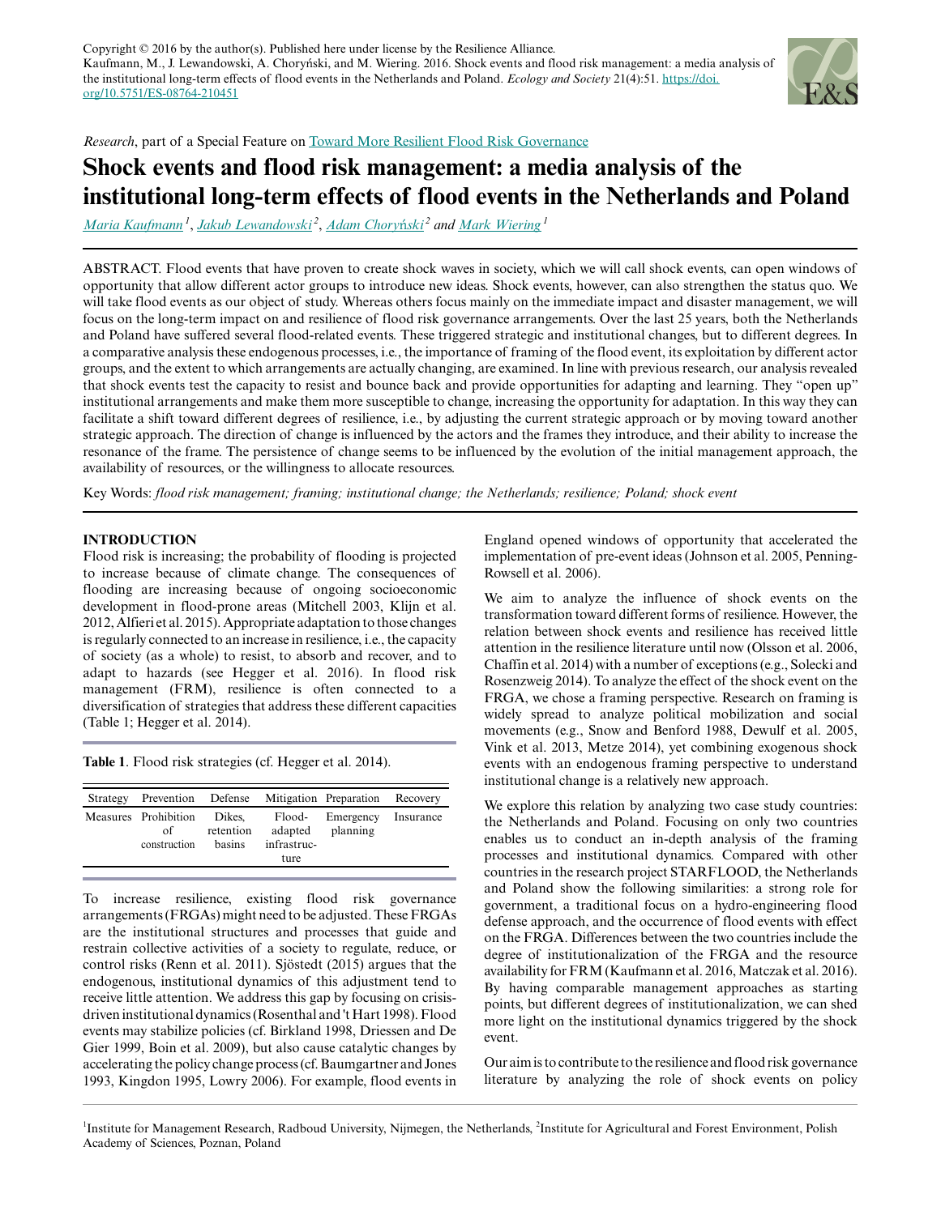Copyright © 2016 by the author(s). Published here under license by the Resilience Alliance.
Kaufmann, M., J. Lewandowski, A. Choryński, and M. Wiering. 2016. Shock events and flood risk management: a media analysis of the institutional long-term effects of flood events in the Netherlands and Poland. *Ecology and Society* 21(4):51. https://doi.org/10.5751/ES-08764-210451

*Research*, part of a Special Feature on Toward More Resilient Flood Risk Governance

# Shock events and flood risk management: a media analysis of the institutional long-term effects of flood events in the Netherlands and Poland

*Maria Kaufmann* [1], *Jakub Lewandowski* [2], *Adam Choryński* [2] and *Mark Wiering* [1]

ABSTRACT. Flood events that have proven to create shock waves in society, which we will call shock events, can open windows of opportunity that allow different actor groups to introduce new ideas. Shock events, however, can also strengthen the status quo. We will take flood events as our object of study. Whereas others focus mainly on the immediate impact and disaster management, we will focus on the long-term impact on and resilience of flood risk governance arrangements. Over the last 25 years, both the Netherlands and Poland have suffered several flood-related events. These triggered strategic and institutional changes, but to different degrees. In a comparative analysis these endogenous processes, i.e., the importance of framing of the flood event, its exploitation by different actor groups, and the extent to which arrangements are actually changing, are examined. In line with previous research, our analysis revealed that shock events test the capacity to resist and bounce back and provide opportunities for adapting and learning. They "open up" institutional arrangements and make them more susceptible to change, increasing the opportunity for adaptation. In this way they can facilitate a shift toward different degrees of resilience, i.e., by adjusting the current strategic approach or by moving toward another strategic approach. The direction of change is influenced by the actors and the frames they introduce, and their ability to increase the resonance of the frame. The persistence of change seems to be influenced by the evolution of the initial management approach, the availability of resources, or the willingness to allocate resources.

Key Words: *flood risk management; framing; institutional change; the Netherlands; resilience; Poland; shock event*

## INTRODUCTION

Flood risk is increasing; the probability of flooding is projected to increase because of climate change. The consequences of flooding are increasing because of ongoing socioeconomic development in flood-prone areas (Mitchell 2003, Klijn et al. 2012, Alfieri et al. 2015). Appropriate adaptation to those changes is regularly connected to an increase in resilience, i.e., the capacity of society (as a whole) to resist, to absorb and recover, and to adapt to hazards (see Hegger et al. 2016). In flood risk management (FRM), resilience is often connected to a diversification of strategies that address these different capacities (Table 1; Hegger et al. 2014).

**Table 1**. Flood risk strategies (cf. Hegger et al. 2014).

| Strategy | Prevention | Defense | Mitigation | Preparation | Recovery |
|---|---|---|---|---|---|
| Measures | Prohibition of construction | Dikes, retention basins | Flood-adapted infrastructure | Emergency planning | Insurance |

To increase resilience, existing flood risk governance arrangements (FRGAs) might need to be adjusted. These FRGAs are the institutional structures and processes that guide and restrain collective activities of a society to regulate, reduce, or control risks (Renn et al. 2011). Sjöstedt (2015) argues that the endogenous, institutional dynamics of this adjustment tend to receive little attention. We address this gap by focusing on crisis-driven institutional dynamics (Rosenthal and 't Hart 1998). Flood events may stabilize policies (cf. Birkland 1998, Driessen and De Gier 1999, Boin et al. 2009), but also cause catalytic changes by accelerating the policy change process (cf. Baumgartner and Jones 1993, Kingdon 1995, Lowry 2006). For example, flood events in England opened windows of opportunity that accelerated the implementation of pre-event ideas (Johnson et al. 2005, Penning-Rowsell et al. 2006).

We aim to analyze the influence of shock events on the transformation toward different forms of resilience. However, the relation between shock events and resilience has received little attention in the resilience literature until now (Olsson et al. 2006, Chaffin et al. 2014) with a number of exceptions (e.g., Solecki and Rosenzweig 2014). To analyze the effect of the shock event on the FRGA, we chose a framing perspective. Research on framing is widely spread to analyze political mobilization and social movements (e.g., Snow and Benford 1988, Dewulf et al. 2005, Vink et al. 2013, Metze 2014), yet combining exogenous shock events with an endogenous framing perspective to understand institutional change is a relatively new approach.

We explore this relation by analyzing two case study countries: the Netherlands and Poland. Focusing on only two countries enables us to conduct an in-depth analysis of the framing processes and institutional dynamics. Compared with other countries in the research project STARFLOOD, the Netherlands and Poland show the following similarities: a strong role for government, a traditional focus on a hydro-engineering flood defense approach, and the occurrence of flood events with effect on the FRGA. Differences between the two countries include the degree of institutionalization of the FRGA and the resource availability for FRM (Kaufmann et al. 2016, Matczak et al. 2016). By having comparable management approaches as starting points, but different degrees of institutionalization, we can shed more light on the institutional dynamics triggered by the shock event.

Our aim is to contribute to the resilience and flood risk governance literature by analyzing the role of shock events on policy

[1] Institute for Management Research, Radboud University, Nijmegen, the Netherlands, [2] Institute for Agricultural and Forest Environment, Polish Academy of Sciences, Poznan, Poland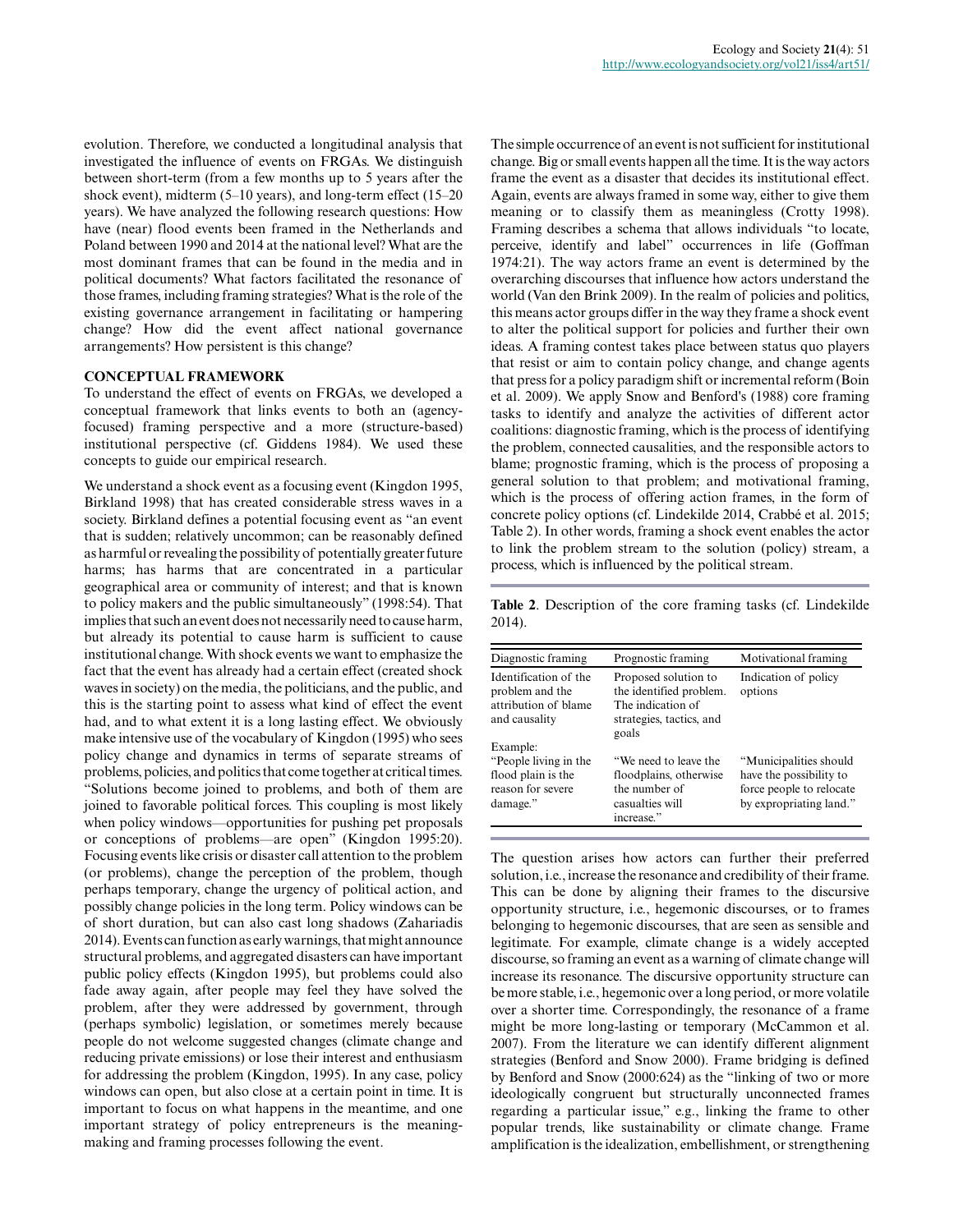evolution. Therefore, we conducted a longitudinal analysis that investigated the influence of events on FRGAs. We distinguish between short-term (from a few months up to 5 years after the shock event), midterm (5–10 years), and long-term effect (15–20 years). We have analyzed the following research questions: How have (near) flood events been framed in the Netherlands and Poland between 1990 and 2014 at the national level? What are the most dominant frames that can be found in the media and in political documents? What factors facilitated the resonance of those frames, including framing strategies? What is the role of the existing governance arrangement in facilitating or hampering change? How did the event affect national governance arrangements? How persistent is this change?

## CONCEPTUAL FRAMEWORK

To understand the effect of events on FRGAs, we developed a conceptual framework that links events to both an (agency-focused) framing perspective and a more (structure-based) institutional perspective (cf. Giddens 1984). We used these concepts to guide our empirical research.

We understand a shock event as a focusing event (Kingdon 1995, Birkland 1998) that has created considerable stress waves in a society. Birkland defines a potential focusing event as "an event that is sudden; relatively uncommon; can be reasonably defined as harmful or revealing the possibility of potentially greater future harms; has harms that are concentrated in a particular geographical area or community of interest; and that is known to policy makers and the public simultaneously" (1998:54). That implies that such an event does not necessarily need to cause harm, but already its potential to cause harm is sufficient to cause institutional change. With shock events we want to emphasize the fact that the event has already had a certain effect (created shock waves in society) on the media, the politicians, and the public, and this is the starting point to assess what kind of effect the event had, and to what extent it is a long lasting effect. We obviously make intensive use of the vocabulary of Kingdon (1995) who sees policy change and dynamics in terms of separate streams of problems, policies, and politics that come together at critical times. "Solutions become joined to problems, and both of them are joined to favorable political forces. This coupling is most likely when policy windows—opportunities for pushing pet proposals or conceptions of problems—are open" (Kingdon 1995:20). Focusing events like crisis or disaster call attention to the problem (or problems), change the perception of the problem, though perhaps temporary, change the urgency of political action, and possibly change policies in the long term. Policy windows can be of short duration, but can also cast long shadows (Zahariadis 2014). Events can function as early warnings, that might announce structural problems, and aggregated disasters can have important public policy effects (Kingdon 1995), but problems could also fade away again, after people may feel they have solved the problem, after they were addressed by government, through (perhaps symbolic) legislation, or sometimes merely because people do not welcome suggested changes (climate change and reducing private emissions) or lose their interest and enthusiasm for addressing the problem (Kingdon, 1995). In any case, policy windows can open, but also close at a certain point in time. It is important to focus on what happens in the meantime, and one important strategy of policy entrepreneurs is the meaning-making and framing processes following the event.

The simple occurrence of an event is not sufficient for institutional change. Big or small events happen all the time. It is the way actors frame the event as a disaster that decides its institutional effect. Again, events are always framed in some way, either to give them meaning or to classify them as meaningless (Crotty 1998). Framing describes a schema that allows individuals "to locate, perceive, identify and label" occurrences in life (Goffman 1974:21). The way actors frame an event is determined by the overarching discourses that influence how actors understand the world (Van den Brink 2009). In the realm of policies and politics, this means actor groups differ in the way they frame a shock event to alter the political support for policies and further their own ideas. A framing contest takes place between status quo players that resist or aim to contain policy change, and change agents that press for a policy paradigm shift or incremental reform (Boin et al. 2009). We apply Snow and Benford's (1988) core framing tasks to identify and analyze the activities of different actor coalitions: diagnostic framing, which is the process of identifying the problem, connected causalities, and the responsible actors to blame; prognostic framing, which is the process of proposing a general solution to that problem; and motivational framing, which is the process of offering action frames, in the form of concrete policy options (cf. Lindekilde 2014, Crabbé et al. 2015; Table 2). In other words, framing a shock event enables the actor to link the problem stream to the solution (policy) stream, a process, which is influenced by the political stream.

**Table 2**. Description of the core framing tasks (cf. Lindekilde 2014).

| Diagnostic framing | Prognostic framing | Motivational framing |
|---|---|---|
| Identification of the problem and the attribution of blame and causality | Proposed solution to the identified problem. The indication of strategies, tactics, and goals | Indication of policy options |
| Example: "People living in the flood plain is the reason for severe damage." | "We need to leave the floodplains, otherwise the number of casualties will increase." | "Municipalities should have the possibility to force people to relocate by expropriating land." |

The question arises how actors can further their preferred solution, i.e., increase the resonance and credibility of their frame. This can be done by aligning their frames to the discursive opportunity structure, i.e., hegemonic discourses, or to frames belonging to hegemonic discourses, that are seen as sensible and legitimate. For example, climate change is a widely accepted discourse, so framing an event as a warning of climate change will increase its resonance. The discursive opportunity structure can be more stable, i.e., hegemonic over a long period, or more volatile over a shorter time. Correspondingly, the resonance of a frame might be more long-lasting or temporary (McCammon et al. 2007). From the literature we can identify different alignment strategies (Benford and Snow 2000). Frame bridging is defined by Benford and Snow (2000:624) as the "linking of two or more ideologically congruent but structurally unconnected frames regarding a particular issue," e.g., linking the frame to other popular trends, like sustainability or climate change. Frame amplification is the idealization, embellishment, or strengthening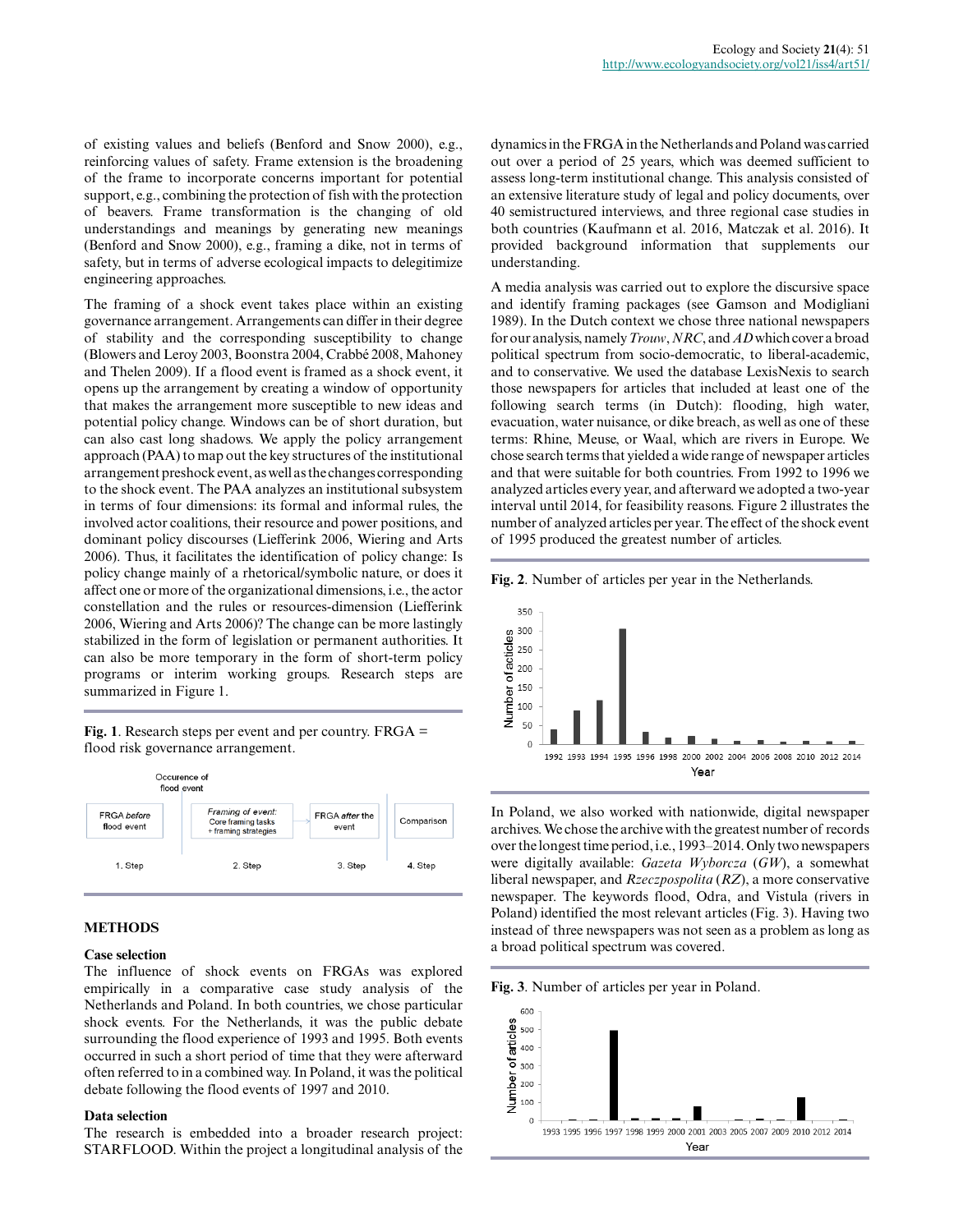of existing values and beliefs (Benford and Snow 2000), e.g., reinforcing values of safety. Frame extension is the broadening of the frame to incorporate concerns important for potential support, e.g., combining the protection of fish with the protection of beavers. Frame transformation is the changing of old understandings and meanings by generating new meanings (Benford and Snow 2000), e.g., framing a dike, not in terms of safety, but in terms of adverse ecological impacts to delegitimize engineering approaches.

The framing of a shock event takes place within an existing governance arrangement. Arrangements can differ in their degree of stability and the corresponding susceptibility to change (Blowers and Leroy 2003, Boonstra 2004, Crabbé 2008, Mahoney and Thelen 2009). If a flood event is framed as a shock event, it opens up the arrangement by creating a window of opportunity that makes the arrangement more susceptible to new ideas and potential policy change. Windows can be of short duration, but can also cast long shadows. We apply the policy arrangement approach (PAA) to map out the key structures of the institutional arrangement preshock event, as well as the changes corresponding to the shock event. The PAA analyzes an institutional subsystem in terms of four dimensions: its formal and informal rules, the involved actor coalitions, their resource and power positions, and dominant policy discourses (Liefferink 2006, Wiering and Arts 2006). Thus, it facilitates the identification of policy change: Is policy change mainly of a rhetorical/symbolic nature, or does it affect one or more of the organizational dimensions, i.e., the actor constellation and the rules or resources-dimension (Liefferink 2006, Wiering and Arts 2006)? The change can be more lastingly stabilized in the form of legislation or permanent authorities. It can also be more temporary in the form of short-term policy programs or interim working groups. Research steps are summarized in Figure 1.

**Fig. 1**. Research steps per event and per country. FRGA = flood risk governance arrangement.

| 1. Step | 2. Step | 3. Step | 4. Step |
|---|---|---|---|
| FRGA *before* flood event | *Framing of event:* Core framing tasks + framing strategies | FRGA *after* the event | Comparison |

(Occurence of flood event: between Step 1 and Step 2)

## METHODS

### Case selection

The influence of shock events on FRGAs was explored empirically in a comparative case study analysis of the Netherlands and Poland. In both countries, we chose particular shock events. For the Netherlands, it was the public debate surrounding the flood experience of 1993 and 1995. Both events occurred in such a short period of time that they were afterward often referred to in a combined way. In Poland, it was the political debate following the flood events of 1997 and 2010.

### Data selection

The research is embedded into a broader research project: STARFLOOD. Within the project a longitudinal analysis of the dynamics in the FRGA in the Netherlands and Poland was carried out over a period of 25 years, which was deemed sufficient to assess long-term institutional change. This analysis consisted of an extensive literature study of legal and policy documents, over 40 semistructured interviews, and three regional case studies in both countries (Kaufmann et al. 2016, Matczak et al. 2016). It provided background information that supplements our understanding.

A media analysis was carried out to explore the discursive space and identify framing packages (see Gamson and Modigliani 1989). In the Dutch context we chose three national newspapers for our analysis, namely *Trouw*, *NRC*, and *AD* which cover a broad political spectrum from socio-democratic, to liberal-academic, and to conservative. We used the database LexisNexis to search those newspapers for articles that included at least one of the following search terms (in Dutch): flooding, high water, evacuation, water nuisance, or dike breach, as well as one of these terms: Rhine, Meuse, or Waal, which are rivers in Europe. We chose search terms that yielded a wide range of newspaper articles and that were suitable for both countries. From 1992 to 1996 we analyzed articles every year, and afterward we adopted a two-year interval until 2014, for feasibility reasons. Figure 2 illustrates the number of analyzed articles per year. The effect of the shock event of 1995 produced the greatest number of articles.

**Fig. 2**. Number of articles per year in the Netherlands.

In Poland, we also worked with nationwide, digital newspaper archives. We chose the archive with the greatest number of records over the longest time period, i.e., 1993–2014. Only two newspapers were digitally available: *Gazeta Wyborcza* (*GW*), a somewhat liberal newspaper, and *Rzeczpospolita* (*RZ*), a more conservative newspaper. The keywords flood, Odra, and Vistula (rivers in Poland) identified the most relevant articles (Fig. 3). Having two instead of three newspapers was not seen as a problem as long as a broad political spectrum was covered.

**Fig. 3**. Number of articles per year in Poland.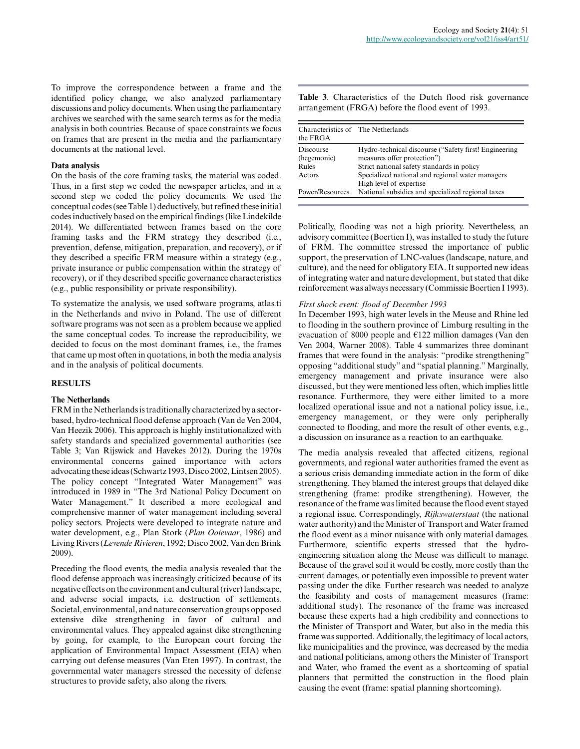To improve the correspondence between a frame and the identified policy change, we also analyzed parliamentary discussions and policy documents. When using the parliamentary archives we searched with the same search terms as for the media analysis in both countries. Because of space constraints we focus on frames that are present in the media and the parliamentary documents at the national level.

**Data analysis**

On the basis of the core framing tasks, the material was coded. Thus, in a first step we coded the newspaper articles, and in a second step we coded the policy documents. We used the conceptual codes (see Table 1) deductively, but refined these initial codes inductively based on the empirical findings (like Lindekilde 2014). We differentiated between frames based on the core framing tasks and the FRM strategy they described (i.e., prevention, defense, mitigation, preparation, and recovery), or if they described a specific FRM measure within a strategy (e.g., private insurance or public compensation within the strategy of recovery), or if they described specific governance characteristics (e.g., public responsibility or private responsibility).

To systematize the analysis, we used software programs, atlas.ti in the Netherlands and nvivo in Poland. The use of different software programs was not seen as a problem because we applied the same conceptual codes. To increase the reproducibility, we decided to focus on the most dominant frames, i.e., the frames that came up most often in quotations, in both the media analysis and in the analysis of political documents.

## RESULTS

### The Netherlands

FRM in the Netherlands is traditionally characterized by a sector-based, hydro-technical flood defense approach (Van de Ven 2004, Van Heezik 2006). This approach is highly institutionalized with safety standards and specialized governmental authorities (see Table 3; Van Rijswick and Havekes 2012). During the 1970s environmental concerns gained importance with actors advocating these ideas (Schwartz 1993, Disco 2002, Lintsen 2005). The policy concept "Integrated Water Management" was introduced in 1989 in "The 3rd National Policy Document on Water Management." It described a more ecological and comprehensive manner of water management including several policy sectors. Projects were developed to integrate nature and water development, e.g., Plan Stork (*Plan Ooievaar*, 1986) and Living Rivers (*Levende Rivieren*, 1992; Disco 2002, Van den Brink 2009).

Preceding the flood events, the media analysis revealed that the flood defense approach was increasingly criticized because of its negative effects on the environment and cultural (river) landscape, and adverse social impacts, i.e. destruction of settlements. Societal, environmental, and nature conservation groups opposed extensive dike strengthening in favor of cultural and environmental values. They appealed against dike strengthening by going, for example, to the European court forcing the application of Environmental Impact Assessment (EIA) when carrying out defense measures (Van Eten 1997). In contrast, the governmental water managers stressed the necessity of defense structures to provide safety, also along the rivers.

**Table 3**. Characteristics of the Dutch flood risk governance arrangement (FRGA) before the flood event of 1993.

| Characteristics of the FRGA | The Netherlands |
|---|---|
| Discourse (hegemonic) | Hydro-technical discourse ("Safety first! Engineering measures offer protection") |
| Rules | Strict national safety standards in policy |
| Actors | Specialized national and regional water managers<br>High level of expertise |
| Power/Resources | National subsidies and specialized regional taxes |

Politically, flooding was not a high priority. Nevertheless, an advisory committee (Boertien I), was installed to study the future of FRM. The committee stressed the importance of public support, the preservation of LNC-values (landscape, nature, and culture), and the need for obligatory EIA. It supported new ideas of integrating water and nature development, but stated that dike reinforcement was always necessary (Commissie Boertien I 1993).

*First shock event: flood of December 1993*

In December 1993, high water levels in the Meuse and Rhine led to flooding in the southern province of Limburg resulting in the evacuation of 8000 people and €122 million damages (Van den Ven 2004, Warner 2008). Table 4 summarizes three dominant frames that were found in the analysis: "prodike strengthening" opposing "additional study" and "spatial planning." Marginally, emergency management and private insurance were also discussed, but they were mentioned less often, which implies little resonance. Furthermore, they were either limited to a more localized operational issue and not a national policy issue, i.e., emergency management, or they were only peripherally connected to flooding, and more the result of other events, e.g., a discussion on insurance as a reaction to an earthquake.

The media analysis revealed that affected citizens, regional governments, and regional water authorities framed the event as a serious crisis demanding immediate action in the form of dike strengthening. They blamed the interest groups that delayed dike strengthening (frame: prodike strengthening). However, the resonance of the frame was limited because the flood event stayed a regional issue. Correspondingly, *Rijkswaterstaat* (the national water authority) and the Minister of Transport and Water framed the flood event as a minor nuisance with only material damages. Furthermore, scientific experts stressed that the hydro-engineering situation along the Meuse was difficult to manage. Because of the gravel soil it would be costly, more costly than the current damages, or potentially even impossible to prevent water passing under the dike. Further research was needed to analyze the feasibility and costs of management measures (frame: additional study). The resonance of the frame was increased because these experts had a high credibility and connections to the Minister of Transport and Water, but also in the media this frame was supported. Additionally, the legitimacy of local actors, like municipalities and the province, was decreased by the media and national politicians, among others the Minister of Transport and Water, who framed the event as a shortcoming of spatial planners that permitted the construction in the flood plain causing the event (frame: spatial planning shortcoming).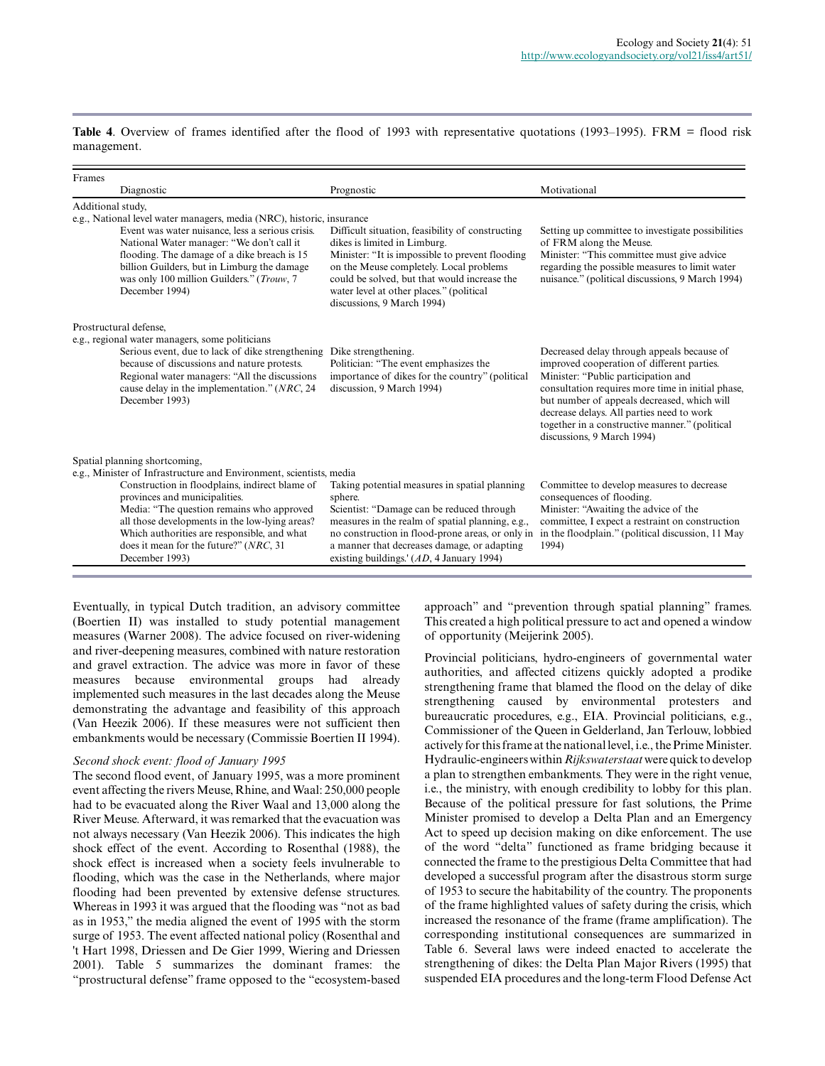**Table 4**. Overview of frames identified after the flood of 1993 with representative quotations (1993–1995). FRM = flood risk management.

| Frames | | |
|---|---|---|
| Diagnostic | Prognostic | Motivational |
| **Additional study,** e.g., National level water managers, media (NRC), historic, insurance | | |
| Event was water nuisance, less a serious crisis. National Water manager: "We don't call it flooding. The damage of a dike breach is 15 billion Guilders, but in Limburg the damage was only 100 million Guilders." (*Trouw*, 7 December 1994) | Difficult situation, feasibility of constructing dikes is limited in Limburg. Minister: "It is impossible to prevent flooding on the Meuse completely. Local problems could be solved, but that would increase the water level at other places." (political discussions, 9 March 1994) | Setting up committee to investigate possibilities of FRM along the Meuse. Minister: "This committee must give advice regarding the possible measures to limit water nuisance." (political discussions, 9 March 1994) |
| **Prostructural defense,** e.g., regional water managers, some politicians | | |
| Serious event, due to lack of dike strengthening because of discussions and nature protests. Regional water managers: "All the discussions cause delay in the implementation." (*NRC*, 24 December 1993) | Dike strengthening. Politician: "The event emphasizes the importance of dikes for the country" (political discussion, 9 March 1994) | Decreased delay through appeals because of improved cooperation of different parties. Minister: "Public participation and consultation requires more time in initial phase, but number of appeals decreased, which will decrease delays. All parties need to work together in a constructive manner." (political discussions, 9 March 1994) |
| **Spatial planning shortcoming,** e.g., Minister of Infrastructure and Environment, scientists, media | | |
| Construction in floodplains, indirect blame of provinces and municipalities. Media: "The question remains who approved all those developments in the low-lying areas? Which authorities are responsible, and what does it mean for the future?" (*NRC*, 31 December 1993) | Taking potential measures in spatial planning sphere. Scientist: "Damage can be reduced through measures in the realm of spatial planning, e.g., no construction in flood-prone areas, or only in a manner that decreases damage, or adapting existing buildings.' (*AD*, 4 January 1994) | Committee to develop measures to decrease consequences of flooding. Minister: "Awaiting the advice of the committee, I expect a restraint on construction in the floodplain." (political discussion, 11 May 1994) |

Eventually, in typical Dutch tradition, an advisory committee (Boertien II) was installed to study potential management measures (Warner 2008). The advice focused on river-widening and river-deepening measures, combined with nature restoration and gravel extraction. The advice was more in favor of these measures because environmental groups had already implemented such measures in the last decades along the Meuse demonstrating the advantage and feasibility of this approach (Van Heezik 2006). If these measures were not sufficient then embankments would be necessary (Commissie Boertien II 1994).

### *Second shock event: flood of January 1995*

The second flood event, of January 1995, was a more prominent event affecting the rivers Meuse, Rhine, and Waal: 250,000 people had to be evacuated along the River Waal and 13,000 along the River Meuse. Afterward, it was remarked that the evacuation was not always necessary (Van Heezik 2006). This indicates the high shock effect of the event. According to Rosenthal (1988), the shock effect is increased when a society feels invulnerable to flooding, which was the case in the Netherlands, where major flooding had been prevented by extensive defense structures. Whereas in 1993 it was argued that the flooding was "not as bad as in 1953," the media aligned the event of 1995 with the storm surge of 1953. The event affected national policy (Rosenthal and 't Hart 1998, Driessen and De Gier 1999, Wiering and Driessen 2001). Table 5 summarizes the dominant frames: the "prostructural defense" frame opposed to the "ecosystem-based approach" and "prevention through spatial planning" frames. This created a high political pressure to act and opened a window of opportunity (Meijerink 2005).

Provincial politicians, hydro-engineers of governmental water authorities, and affected citizens quickly adopted a prodike strengthening frame that blamed the flood on the delay of dike strengthening caused by environmental protesters and bureaucratic procedures, e.g., EIA. Provincial politicians, e.g., Commissioner of the Queen in Gelderland, Jan Terlouw, lobbied actively for this frame at the national level, i.e., the Prime Minister. Hydraulic-engineers within *Rijkswaterstaat* were quick to develop a plan to strengthen embankments. They were in the right venue, i.e., the ministry, with enough credibility to lobby for this plan. Because of the political pressure for fast solutions, the Prime Minister promised to develop a Delta Plan and an Emergency Act to speed up decision making on dike enforcement. The use of the word "delta" functioned as frame bridging because it connected the frame to the prestigious Delta Committee that had developed a successful program after the disastrous storm surge of 1953 to secure the habitability of the country. The proponents of the frame highlighted values of safety during the crisis, which increased the resonance of the frame (frame amplification). The corresponding institutional consequences are summarized in Table 6. Several laws were indeed enacted to accelerate the strengthening of dikes: the Delta Plan Major Rivers (1995) that suspended EIA procedures and the long-term Flood Defense Act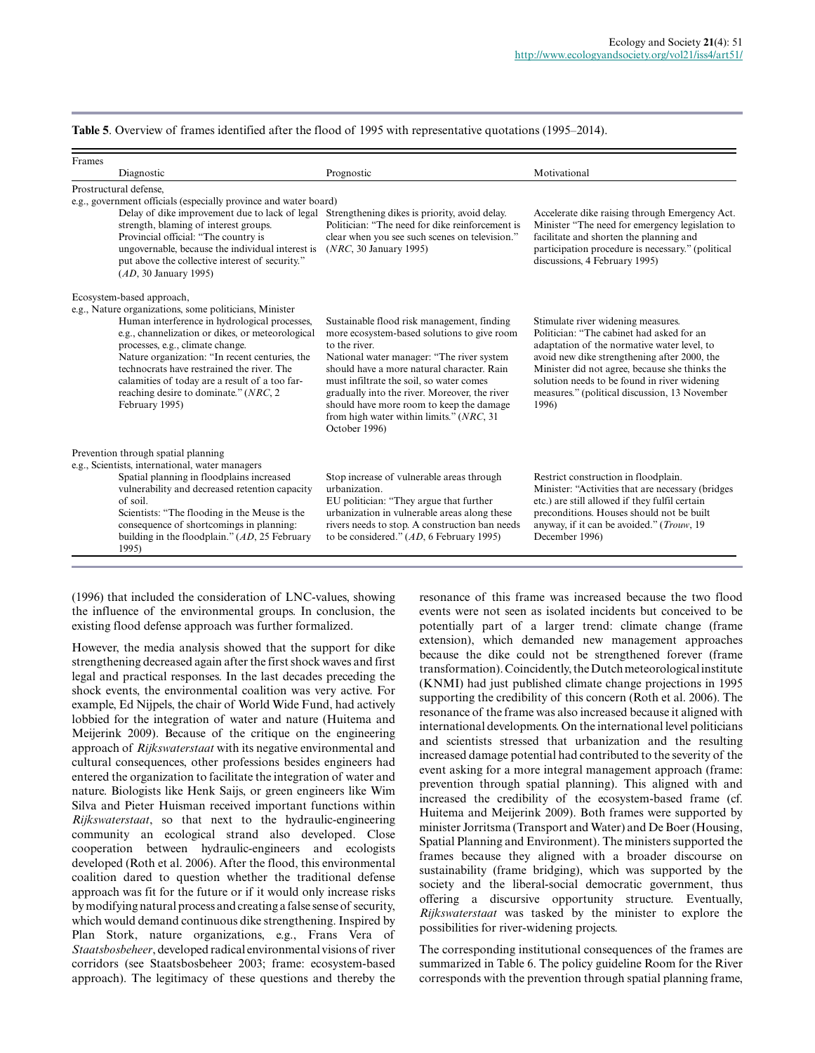**Table 5**. Overview of frames identified after the flood of 1995 with representative quotations (1995–2014).

| Frames | | |
|---|---|---|
| Diagnostic | Prognostic | Motivational |
| **Prostructural defense,** e.g., government officials (especially province and water board) | | |
| Delay of dike improvement due to lack of legal strength, blaming of interest groups. Provincial official: "The country is ungovernable, because the individual interest is put above the collective interest of security." (*AD*, 30 January 1995) | Strengthening dikes is priority, avoid delay. Politician: "The need for dike reinforcement is clear when you see such scenes on television." (*NRC*, 30 January 1995) | Accelerate dike raising through Emergency Act. Minister "The need for emergency legislation to facilitate and shorten the planning and participation procedure is necessary." (political discussions, 4 February 1995) |
| **Ecosystem-based approach,** e.g., Nature organizations, some politicians, Minister | | |
| Human interference in hydrological processes, e.g., channelization or dikes, or meteorological processes, e.g., climate change. Nature organization: "In recent centuries, the technocrats have restrained the river. The calamities of today are a result of a too far-reaching desire to dominate." (*NRC*, 2 February 1995) | Sustainable flood risk management, finding more ecosystem-based solutions to give room to the river. National water manager: "The river system should have a more natural character. Rain must infiltrate the soil, so water comes gradually into the river. Moreover, the river should have more room to keep the damage from high water within limits." (*NRC*, 31 October 1996) | Stimulate river widening measures. Politician: "The cabinet had asked for an adaptation of the normative water level, to avoid new dike strengthening after 2000, the Minister did not agree, because she thinks the solution needs to be found in river widening measures." (political discussion, 13 November 1996) |
| **Prevention through spatial planning** e.g., Scientists, international, water managers | | |
| Spatial planning in floodplains increased vulnerability and decreased retention capacity of soil. Scientists: "The flooding in the Meuse is the consequence of shortcomings in planning: building in the floodplain." (*AD*, 25 February 1995) | Stop increase of vulnerable areas through urbanization. EU politician: "They argue that further urbanization in vulnerable areas along these rivers needs to stop. A construction ban needs to be considered." (*AD*, 6 February 1995) | Restrict construction in floodplain. Minister: "Activities that are necessary (bridges etc.) are still allowed if they fulfil certain preconditions. Houses should not be built anyway, if it can be avoided." (*Trouw*, 19 December 1996) |

(1996) that included the consideration of LNC-values, showing the influence of the environmental groups. In conclusion, the existing flood defense approach was further formalized.

However, the media analysis showed that the support for dike strengthening decreased again after the first shock waves and first legal and practical responses. In the last decades preceding the shock events, the environmental coalition was very active. For example, Ed Nijpels, the chair of World Wide Fund, had actively lobbied for the integration of water and nature (Huitema and Meijerink 2009). Because of the critique on the engineering approach of *Rijkswaterstaat* with its negative environmental and cultural consequences, other professions besides engineers had entered the organization to facilitate the integration of water and nature. Biologists like Henk Saijs, or green engineers like Wim Silva and Pieter Huisman received important functions within *Rijkswaterstaat*, so that next to the hydraulic-engineering community an ecological strand also developed. Close cooperation between hydraulic-engineers and ecologists developed (Roth et al. 2006). After the flood, this environmental coalition dared to question whether the traditional defense approach was fit for the future or if it would only increase risks by modifying natural process and creating a false sense of security, which would demand continuous dike strengthening. Inspired by Plan Stork, nature organizations, e.g., Frans Vera of *Staatsbosbeheer*, developed radical environmental visions of river corridors (see Staatsbosbeheer 2003; frame: ecosystem-based approach). The legitimacy of these questions and thereby the resonance of this frame was increased because the two flood events were not seen as isolated incidents but conceived to be potentially part of a larger trend: climate change (frame extension), which demanded new management approaches because the dike could not be strengthened forever (frame transformation). Coincidently, the Dutch meteorological institute (KNMI) had just published climate change projections in 1995 supporting the credibility of this concern (Roth et al. 2006). The resonance of the frame was also increased because it aligned with international developments. On the international level politicians and scientists stressed that urbanization and the resulting increased damage potential had contributed to the severity of the event asking for a more integral management approach (frame: prevention through spatial planning). This aligned with and increased the credibility of the ecosystem-based frame (cf. Huitema and Meijerink 2009). Both frames were supported by minister Jorritsma (Transport and Water) and De Boer (Housing, Spatial Planning and Environment). The ministers supported the frames because they aligned with a broader discourse on sustainability (frame bridging), which was supported by the society and the liberal-social democratic government, thus offering a discursive opportunity structure. Eventually, *Rijkswaterstaat* was tasked by the minister to explore the possibilities for river-widening projects.

The corresponding institutional consequences of the frames are summarized in Table 6. The policy guideline Room for the River corresponds with the prevention through spatial planning frame,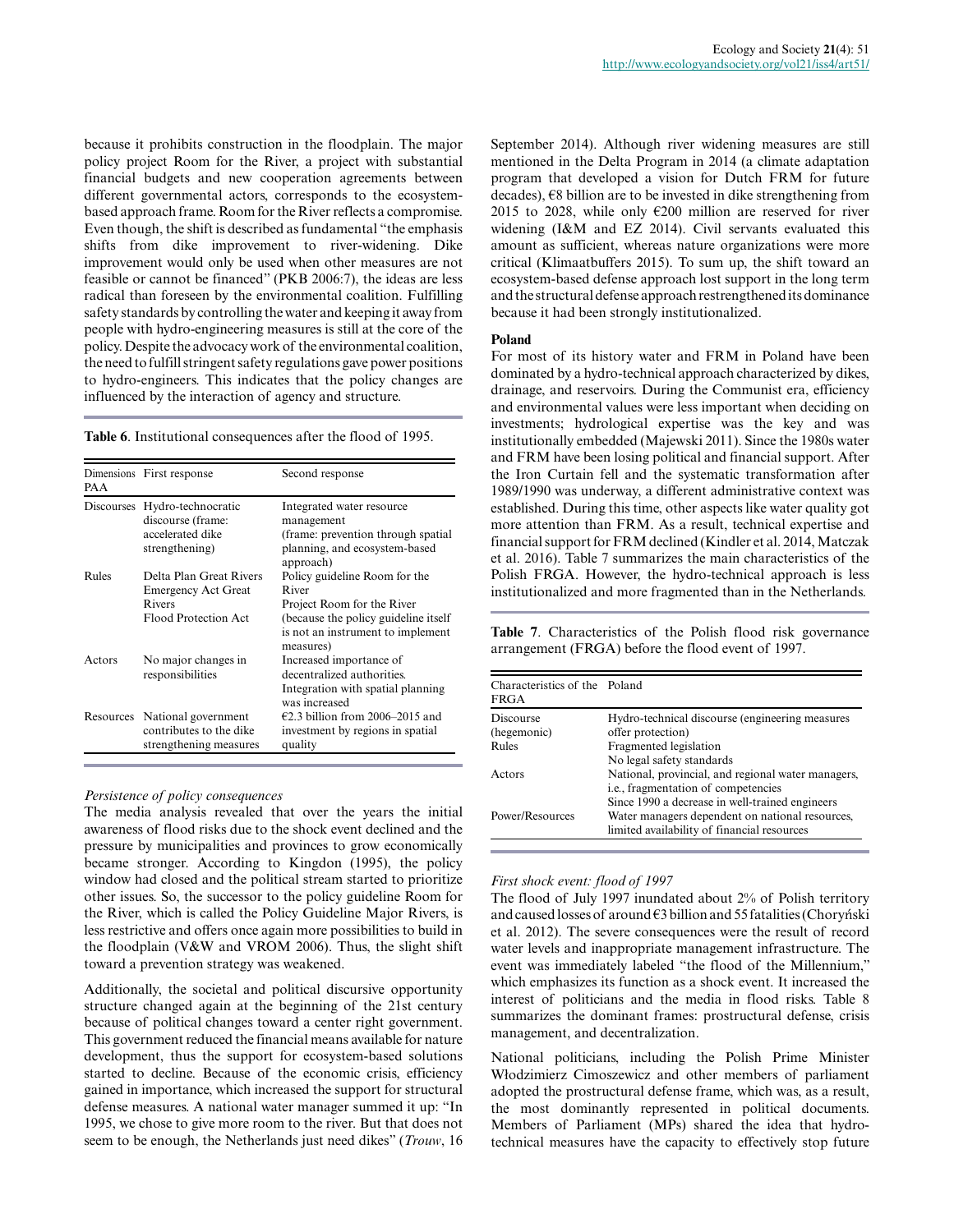because it prohibits construction in the floodplain. The major policy project Room for the River, a project with substantial financial budgets and new cooperation agreements between different governmental actors, corresponds to the ecosystem-based approach frame. Room for the River reflects a compromise. Even though, the shift is described as fundamental "the emphasis shifts from dike improvement to river-widening. Dike improvement would only be used when other measures are not feasible or cannot be financed" (PKB 2006:7), the ideas are less radical than foreseen by the environmental coalition. Fulfilling safety standards by controlling the water and keeping it away from people with hydro-engineering measures is still at the core of the policy. Despite the advocacy work of the environmental coalition, the need to fulfill stringent safety regulations gave power positions to hydro-engineers. This indicates that the policy changes are influenced by the interaction of agency and structure.

**Table 6**. Institutional consequences after the flood of 1995.

| Dimensions PAA | First response | Second response |
|---|---|---|
| Discourses | Hydro-technocratic discourse (frame: accelerated dike strengthening) | Integrated water resource management (frame: prevention through spatial planning, and ecosystem-based approach) |
| Rules | Delta Plan Great Rivers<br>Emergency Act Great Rivers<br>Flood Protection Act | Policy guideline Room for the River<br>Project Room for the River (because the policy guideline itself is not an instrument to implement measures) |
| Actors | No major changes in responsibilities | Increased importance of decentralized authorities.<br>Integration with spatial planning was increased |
| Resources | National government contributes to the dike strengthening measures | €2.3 billion from 2006–2015 and investment by regions in spatial quality |

*Persistence of policy consequences*

The media analysis revealed that over the years the initial awareness of flood risks due to the shock event declined and the pressure by municipalities and provinces to grow economically became stronger. According to Kingdon (1995), the policy window had closed and the political stream started to prioritize other issues. So, the successor to the policy guideline Room for the River, which is called the Policy Guideline Major Rivers, is less restrictive and offers once again more possibilities to build in the floodplain (V&W and VROM 2006). Thus, the slight shift toward a prevention strategy was weakened.

Additionally, the societal and political discursive opportunity structure changed again at the beginning of the 21st century because of political changes toward a center right government. This government reduced the financial means available for nature development, thus the support for ecosystem-based solutions started to decline. Because of the economic crisis, efficiency gained in importance, which increased the support for structural defense measures. A national water manager summed it up: "In 1995, we chose to give more room to the river. But that does not seem to be enough, the Netherlands just need dikes" (*Trouw*, 16 September 2014). Although river widening measures are still mentioned in the Delta Program in 2014 (a climate adaptation program that developed a vision for Dutch FRM for future decades), €8 billion are to be invested in dike strengthening from 2015 to 2028, while only €200 million are reserved for river widening (I&M and EZ 2014). Civil servants evaluated this amount as sufficient, whereas nature organizations were more critical (Klimaatbuffers 2015). To sum up, the shift toward an ecosystem-based defense approach lost support in the long term and the structural defense approach restrengthened its dominance because it had been strongly institutionalized.

### Poland

For most of its history water and FRM in Poland have been dominated by a hydro-technical approach characterized by dikes, drainage, and reservoirs. During the Communist era, efficiency and environmental values were less important when deciding on investments; hydrological expertise was the key and was institutionally embedded (Majewski 2011). Since the 1980s water and FRM have been losing political and financial support. After the Iron Curtain fell and the systematic transformation after 1989/1990 was underway, a different administrative context was established. During this time, other aspects like water quality got more attention than FRM. As a result, technical expertise and financial support for FRM declined (Kindler et al. 2014, Matczak et al. 2016). Table 7 summarizes the main characteristics of the Polish FRGA. However, the hydro-technical approach is less institutionalized and more fragmented than in the Netherlands.

**Table 7**. Characteristics of the Polish flood risk governance arrangement (FRGA) before the flood event of 1997.

| Characteristics of the FRGA | Poland |
|---|---|
| Discourse (hegemonic) | Hydro-technical discourse (engineering measures offer protection) |
| Rules | Fragmented legislation<br>No legal safety standards |
| Actors | National, provincial, and regional water managers, i.e., fragmentation of competencies<br>Since 1990 a decrease in well-trained engineers |
| Power/Resources | Water managers dependent on national resources, limited availability of financial resources |

*First shock event: flood of 1997*

The flood of July 1997 inundated about 2% of Polish territory and caused losses of around €3 billion and 55 fatalities (Choryński et al. 2012). The severe consequences were the result of record water levels and inappropriate management infrastructure. The event was immediately labeled "the flood of the Millennium," which emphasizes its function as a shock event. It increased the interest of politicians and the media in flood risks. Table 8 summarizes the dominant frames: prostructural defense, crisis management, and decentralization.

National politicians, including the Polish Prime Minister Włodzimierz Cimoszewicz and other members of parliament adopted the prostructural defense frame, which was, as a result, the most dominantly represented in political documents. Members of Parliament (MPs) shared the idea that hydro-technical measures have the capacity to effectively stop future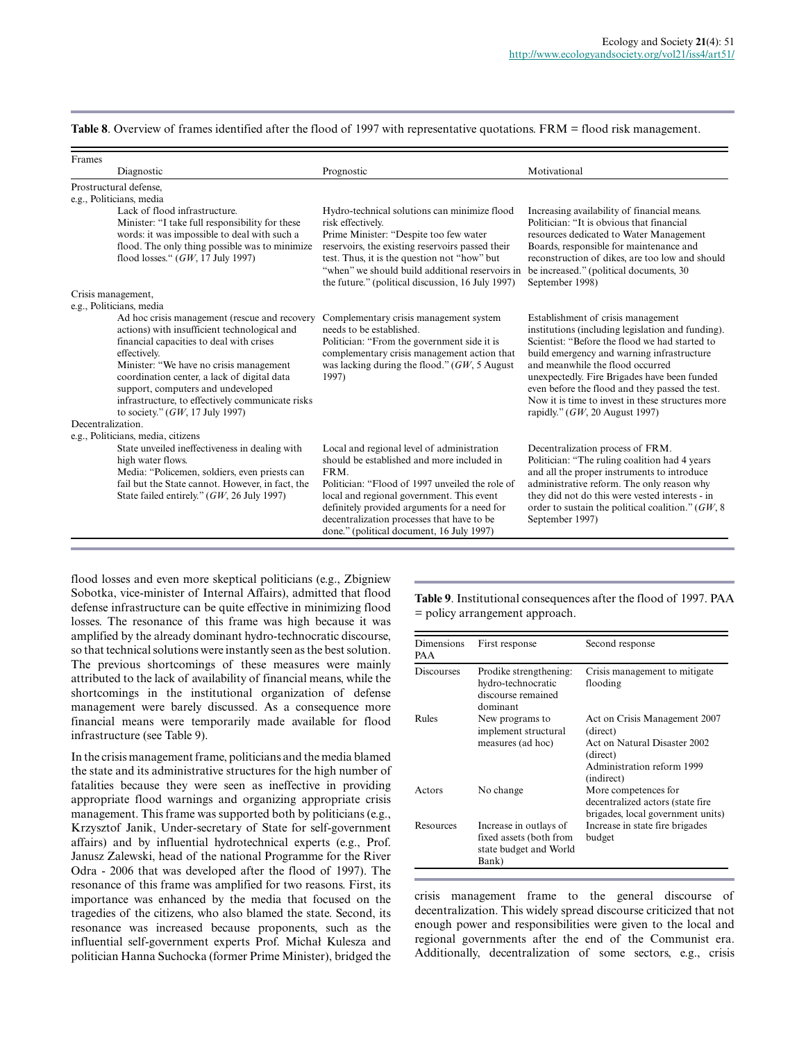**Table 8**. Overview of frames identified after the flood of 1997 with representative quotations. FRM = flood risk management.

| Frames | | |
|---|---|---|
| Diagnostic | Prognostic | Motivational |
| **Prostructural defense,** e.g., Politicians, media | | |
| Lack of flood infrastructure. Minister: "I take full responsibility for these words: it was impossible to deal with such a flood. The only thing possible was to minimize flood losses." (*GW*, 17 July 1997) | Hydro-technical solutions can minimize flood risk effectively. Prime Minister: "Despite too few water reservoirs, the existing reservoirs passed their test. Thus, it is the question not "how" but "when" we should build additional reservoirs in the future." (political discussion, 16 July 1997) | Increasing availability of financial means. Politician: "It is obvious that financial resources dedicated to Water Management Boards, responsible for maintenance and reconstruction of dikes, are too low and should be increased." (political documents, 30 September 1998) |
| **Crisis management,** e.g., Politicians, media | | |
| Ad hoc crisis management (rescue and recovery actions) with insufficient technological and financial capacities to deal with crises effectively. Minister: "We have no crisis management coordination center, a lack of digital data support, computers and undeveloped infrastructure, to effectively communicate risks to society." (*GW*, 17 July 1997) | Complementary crisis management system needs to be established. Politician: "From the government side it is complementary crisis management action that was lacking during the flood." (*GW*, 5 August 1997) | Establishment of crisis management institutions (including legislation and funding). Scientist: "Before the flood we had started to build emergency and warning infrastructure and meanwhile the flood occurred unexpectedly. Fire Brigades have been funded even before the flood and they passed the test. Now it is time to invest in these structures more rapidly." (*GW*, 20 August 1997) |
| **Decentralization.** e.g., Politicians, media, citizens | | |
| State unveiled ineffectiveness in dealing with high water flows. Media: "Policemen, soldiers, even priests can fail but the State cannot. However, in fact, the State failed entirely." (*GW*, 26 July 1997) | Local and regional level of administration should be established and more included in FRM. Politician: "Flood of 1997 unveiled the role of local and regional government. This event definitely provided arguments for a need for decentralization processes that have to be done." (political document, 16 July 1997) | Decentralization process of FRM. Politician: "The ruling coalition had 4 years and all the proper instruments to introduce administrative reform. The only reason why they did not do this were vested interests - in order to sustain the political coalition." (*GW*, 8 September 1997) |

flood losses and even more skeptical politicians (e.g., Zbigniew Sobotka, vice-minister of Internal Affairs), admitted that flood defense infrastructure can be quite effective in minimizing flood losses. The resonance of this frame was high because it was amplified by the already dominant hydro-technocratic discourse, so that technical solutions were instantly seen as the best solution. The previous shortcomings of these measures were mainly attributed to the lack of availability of financial means, while the shortcomings in the institutional organization of defense management were barely discussed. As a consequence more financial means were temporarily made available for flood infrastructure (see Table 9).

In the crisis management frame, politicians and the media blamed the state and its administrative structures for the high number of fatalities because they were seen as ineffective in providing appropriate flood warnings and organizing appropriate crisis management. This frame was supported both by politicians (e.g., Krzysztof Janik, Under-secretary of State for self-government affairs) and by influential hydrotechnical experts (e.g., Prof. Janusz Zalewski, head of the national Programme for the River Odra - 2006 that was developed after the flood of 1997). The resonance of this frame was amplified for two reasons. First, its importance was enhanced by the media that focused on the tragedies of the citizens, who also blamed the state. Second, its resonance was increased because proponents, such as the influential self-government experts Prof. Michał Kulesza and politician Hanna Suchocka (former Prime Minister), bridged the crisis management frame to the general discourse of decentralization. This widely spread discourse criticized that not enough power and responsibilities were given to the local and regional governments after the end of the Communist era. Additionally, decentralization of some sectors, e.g., crisis

**Table 9**. Institutional consequences after the flood of 1997. PAA = policy arrangement approach.

| Dimensions PAA | First response | Second response |
|---|---|---|
| Discourses | Prodike strengthening: hydro-technocratic discourse remained dominant | Crisis management to mitigate flooding |
| Rules | New programs to implement structural measures (ad hoc) | Act on Crisis Management 2007 (direct)<br>Act on Natural Disaster 2002 (direct)<br>Administration reform 1999 (indirect) |
| Actors | No change | More competences for decentralized actors (state fire brigades, local government units) |
| Resources | Increase in outlays of fixed assets (both from state budget and World Bank) | Increase in state fire brigades budget |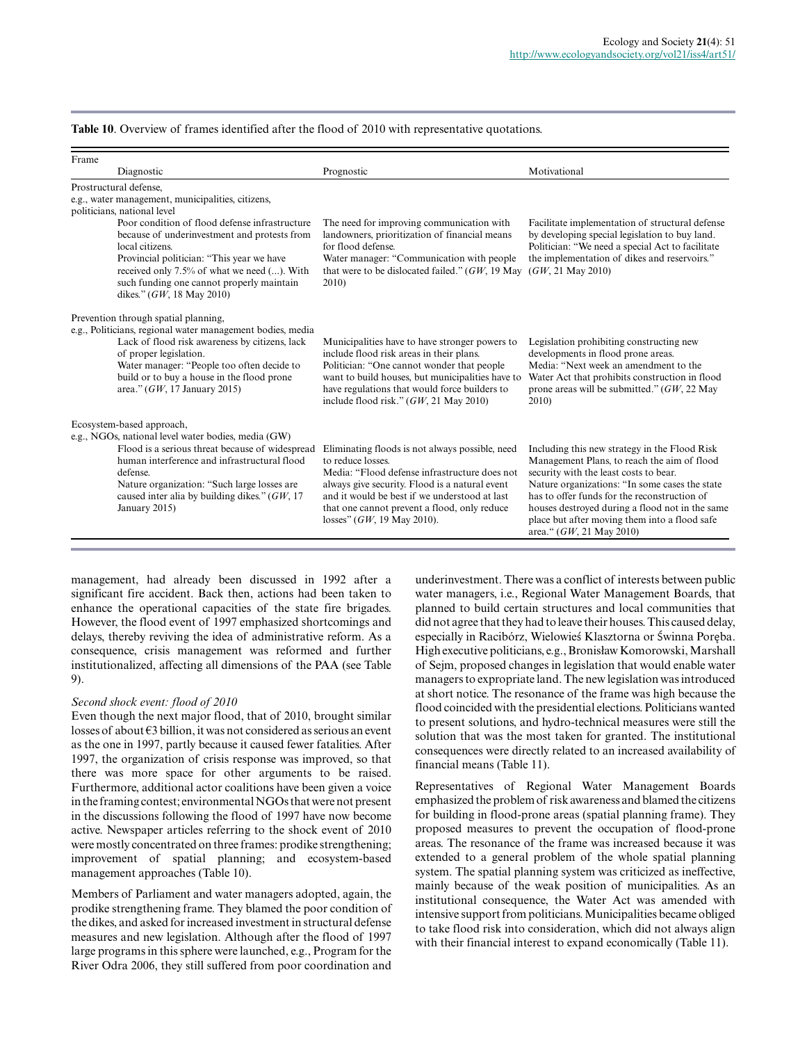**Table 10**. Overview of frames identified after the flood of 2010 with representative quotations.

| Frame<br>Diagnostic | Prognostic | Motivational |
|---|---|---|
| Prostructural defense,<br>e.g., water management, municipalities, citizens, politicians, national level | | |
| Poor condition of flood defense infrastructure because of underinvestment and protests from local citizens.<br>Provincial politician: "This year we have received only 7.5% of what we need (...). With such funding one cannot properly maintain dikes." (*GW*, 18 May 2010) | The need for improving communication with landowners, prioritization of financial means for flood defense.<br>Water manager: "Communication with people that were to be dislocated failed." (*GW*, 19 May 2010) | Facilitate implementation of structural defense by developing special legislation to buy land.<br>Politician: "We need a special Act to facilitate the implementation of dikes and reservoirs." (*GW*, 21 May 2010) |
| Prevention through spatial planning,<br>e.g., Politicians, regional water management bodies, media | | |
| Lack of flood risk awareness by citizens, lack of proper legislation.<br>Water manager: "People too often decide to build or to buy a house in the flood prone area." (*GW*, 17 January 2015) | Municipalities have to have stronger powers to include flood risk areas in their plans.<br>Politician: "One cannot wonder that people want to build houses, but municipalities have to have regulations that would force builders to include flood risk." (*GW*, 21 May 2010) | Legislation prohibiting constructing new developments in flood prone areas.<br>Media: "Next week an amendment to the Water Act that prohibits construction in flood prone areas will be submitted." (*GW*, 22 May 2010) |
| Ecosystem-based approach,<br>e.g., NGOs, national level water bodies, media (GW) | | |
| Flood is a serious threat because of widespread human interference and infrastructural flood defense.<br>Nature organization: "Such large losses are caused inter alia by building dikes." (*GW*, 17 January 2015) | Eliminating floods is not always possible, need to reduce losses.<br>Media: "Flood defense infrastructure does not always give security. Flood is a natural event and it would be best if we understood at last that one cannot prevent a flood, only reduce losses" (*GW*, 19 May 2010). | Including this new strategy in the Flood Risk Management Plans, to reach the aim of flood security with the least costs to bear.<br>Nature organizations: "In some cases the state has to offer funds for the reconstruction of houses destroyed during a flood not in the same place but after moving them into a flood safe area." (*GW*, 21 May 2010) |

management, had already been discussed in 1992 after a significant fire accident. Back then, actions had been taken to enhance the operational capacities of the state fire brigades. However, the flood event of 1997 emphasized shortcomings and delays, thereby reviving the idea of administrative reform. As a consequence, crisis management was reformed and further institutionalized, affecting all dimensions of the PAA (see Table 9).

*Second shock event: flood of 2010*

Even though the next major flood, that of 2010, brought similar losses of about €3 billion, it was not considered as serious an event as the one in 1997, partly because it caused fewer fatalities. After 1997, the organization of crisis response was improved, so that there was more space for other arguments to be raised. Furthermore, additional actor coalitions have been given a voice in the framing contest; environmental NGOs that were not present in the discussions following the flood of 1997 have now become active. Newspaper articles referring to the shock event of 2010 were mostly concentrated on three frames: prodike strengthening; improvement of spatial planning; and ecosystem-based management approaches (Table 10).

Members of Parliament and water managers adopted, again, the prodike strengthening frame. They blamed the poor condition of the dikes, and asked for increased investment in structural defense measures and new legislation. Although after the flood of 1997 large programs in this sphere were launched, e.g., Program for the River Odra 2006, they still suffered from poor coordination and underinvestment. There was a conflict of interests between public water managers, i.e., Regional Water Management Boards, that planned to build certain structures and local communities that did not agree that they had to leave their houses. This caused delay, especially in Racibórz, Wielowieś Klasztorna or Świnna Poręba. High executive politicians, e.g., Bronisław Komorowski, Marshall of Sejm, proposed changes in legislation that would enable water managers to expropriate land. The new legislation was introduced at short notice. The resonance of the frame was high because the flood coincided with the presidential elections. Politicians wanted to present solutions, and hydro-technical measures were still the solution that was the most taken for granted. The institutional consequences were directly related to an increased availability of financial means (Table 11).

Representatives of Regional Water Management Boards emphasized the problem of risk awareness and blamed the citizens for building in flood-prone areas (spatial planning frame). They proposed measures to prevent the occupation of flood-prone areas. The resonance of the frame was increased because it was extended to a general problem of the whole spatial planning system. The spatial planning system was criticized as ineffective, mainly because of the weak position of municipalities. As an institutional consequence, the Water Act was amended with intensive support from politicians. Municipalities became obliged to take flood risk into consideration, which did not always align with their financial interest to expand economically (Table 11).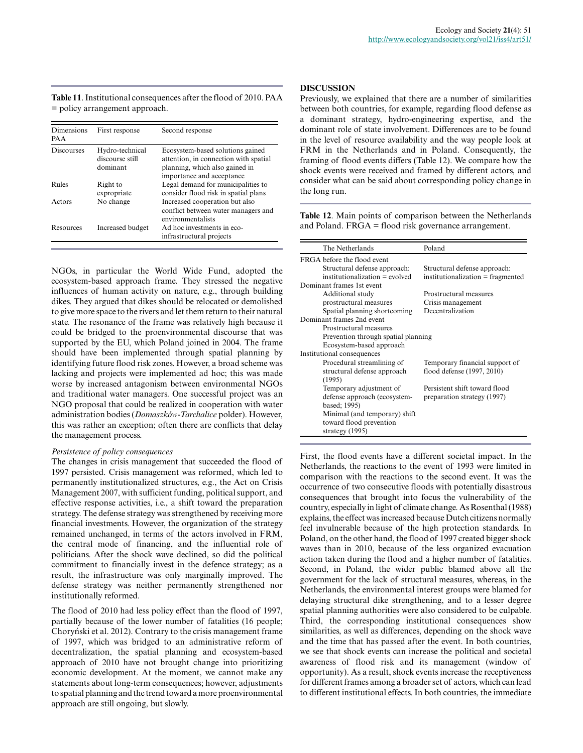**Table 11**. Institutional consequences after the flood of 2010. PAA = policy arrangement approach.

| Dimensions PAA | First response | Second response |
|---|---|---|
| Discourses | Hydro-technical discourse still dominant | Ecosystem-based solutions gained attention, in connection with spatial planning, which also gained in importance and acceptance |
| Rules | Right to expropriate | Legal demand for municipalities to consider flood risk in spatial plans |
| Actors | No change | Increased cooperation but also conflict between water managers and environmentalists |
| Resources | Increased budget | Ad hoc investments in eco-infrastructural projects |

NGOs, in particular the World Wide Fund, adopted the ecosystem-based approach frame. They stressed the negative influences of human activity on nature, e.g., through building dikes. They argued that dikes should be relocated or demolished to give more space to the rivers and let them return to their natural state. The resonance of the frame was relatively high because it could be bridged to the proenvironmental discourse that was supported by the EU, which Poland joined in 2004. The frame should have been implemented through spatial planning by identifying future flood risk zones. However, a broad scheme was lacking and projects were implemented ad hoc; this was made worse by increased antagonism between environmental NGOs and traditional water managers. One successful project was an NGO proposal that could be realized in cooperation with water administration bodies (*Domaszków-Tarchalice* polder). However, this was rather an exception; often there are conflicts that delay the management process.

*Persistence of policy consequences*

The changes in crisis management that succeeded the flood of 1997 persisted. Crisis management was reformed, which led to permanently institutionalized structures, e.g., the Act on Crisis Management 2007, with sufficient funding, political support, and effective response activities, i.e., a shift toward the preparation strategy. The defense strategy was strengthened by receiving more financial investments. However, the organization of the strategy remained unchanged, in terms of the actors involved in FRM, the central mode of financing, and the influential role of politicians. After the shock wave declined, so did the political commitment to financially invest in the defence strategy; as a result, the infrastructure was only marginally improved. The defense strategy was neither permanently strengthened nor institutionally reformed.

The flood of 2010 had less policy effect than the flood of 1997, partially because of the lower number of fatalities (16 people; Choryński et al. 2012). Contrary to the crisis management frame of 1997, which was bridged to an administrative reform of decentralization, the spatial planning and ecosystem-based approach of 2010 have not brought change into prioritizing economic development. At the moment, we cannot make any statements about long-term consequences; however, adjustments to spatial planning and the trend toward a more proenvironmental approach are still ongoing, but slowly.

## DISCUSSION

Previously, we explained that there are a number of similarities between both countries, for example, regarding flood defense as a dominant strategy, hydro-engineering expertise, and the dominant role of state involvement. Differences are to be found in the level of resource availability and the way people look at FRM in the Netherlands and in Poland. Consequently, the framing of flood events differs (Table 12). We compare how the shock events were received and framed by different actors, and consider what can be said about corresponding policy change in the long run.

**Table 12**. Main points of comparison between the Netherlands and Poland. FRGA = flood risk governance arrangement.

| The Netherlands | Poland |
|---|---|
| FRGA before the flood event | |
| Structural defense approach: institutionalization = evolved | Structural defense approach: institutionalization = fragmented |
| Dominant frames 1st event | |
| Additional study prostructural measures | Prostructural measures |
| Spatial planning shortcoming | Crisis management |
| | Decentralization |
| Dominant frames 2nd event | |
| Prostructural measures | |
| Prevention through spatial planning | |
| Ecosystem-based approach | |
| Institutional consequences | |
| Procedural streamlining of structural defense approach (1995) | Temporary financial support of flood defense (1997, 2010) |
| Temporary adjustment of defense approach (ecosystem-based; 1995) | Persistent shift toward flood preparation strategy (1997) |
| Minimal (and temporary) shift toward flood prevention strategy (1995) | |

First, the flood events have a different societal impact. In the Netherlands, the reactions to the event of 1993 were limited in comparison with the reactions to the second event. It was the occurrence of two consecutive floods with potentially disastrous consequences that brought into focus the vulnerability of the country, especially in light of climate change. As Rosenthal (1988) explains, the effect was increased because Dutch citizens normally feel invulnerable because of the high protection standards. In Poland, on the other hand, the flood of 1997 created bigger shock waves than in 2010, because of the less organized evacuation action taken during the flood and a higher number of fatalities. Second, in Poland, the wider public blamed above all the government for the lack of structural measures, whereas, in the Netherlands, the environmental interest groups were blamed for delaying structural dike strengthening, and to a lesser degree spatial planning authorities were also considered to be culpable. Third, the corresponding institutional consequences show similarities, as well as differences, depending on the shock wave and the time that has passed after the event. In both countries, we see that shock events can increase the political and societal awareness of flood risk and its management (window of opportunity). As a result, shock events increase the receptiveness for different frames among a broader set of actors, which can lead to different institutional effects. In both countries, the immediate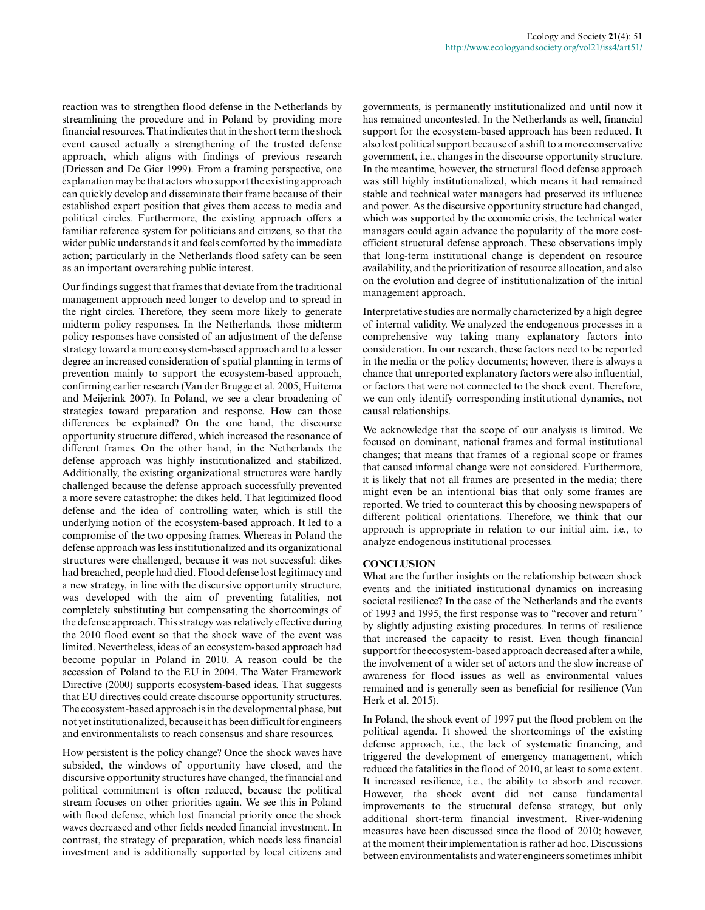reaction was to strengthen flood defense in the Netherlands by streamlining the procedure and in Poland by providing more financial resources. That indicates that in the short term the shock event caused actually a strengthening of the trusted defense approach, which aligns with findings of previous research (Driessen and De Gier 1999). From a framing perspective, one explanation may be that actors who support the existing approach can quickly develop and disseminate their frame because of their established expert position that gives them access to media and political circles. Furthermore, the existing approach offers a familiar reference system for politicians and citizens, so that the wider public understands it and feels comforted by the immediate action; particularly in the Netherlands flood safety can be seen as an important overarching public interest.

Our findings suggest that frames that deviate from the traditional management approach need longer to develop and to spread in the right circles. Therefore, they seem more likely to generate midterm policy responses. In the Netherlands, those midterm policy responses have consisted of an adjustment of the defense strategy toward a more ecosystem-based approach and to a lesser degree an increased consideration of spatial planning in terms of prevention mainly to support the ecosystem-based approach, confirming earlier research (Van der Brugge et al. 2005, Huitema and Meijerink 2007). In Poland, we see a clear broadening of strategies toward preparation and response. How can those differences be explained? On the one hand, the discourse opportunity structure differed, which increased the resonance of different frames. On the other hand, in the Netherlands the defense approach was highly institutionalized and stabilized. Additionally, the existing organizational structures were hardly challenged because the defense approach successfully prevented a more severe catastrophe: the dikes held. That legitimized flood defense and the idea of controlling water, which is still the underlying notion of the ecosystem-based approach. It led to a compromise of the two opposing frames. Whereas in Poland the defense approach was less institutionalized and its organizational structures were challenged, because it was not successful: dikes had breached, people had died. Flood defense lost legitimacy and a new strategy, in line with the discursive opportunity structure, was developed with the aim of preventing fatalities, not completely substituting but compensating the shortcomings of the defense approach. This strategy was relatively effective during the 2010 flood event so that the shock wave of the event was limited. Nevertheless, ideas of an ecosystem-based approach had become popular in Poland in 2010. A reason could be the accession of Poland to the EU in 2004. The Water Framework Directive (2000) supports ecosystem-based ideas. That suggests that EU directives could create discourse opportunity structures. The ecosystem-based approach is in the developmental phase, but not yet institutionalized, because it has been difficult for engineers and environmentalists to reach consensus and share resources.

How persistent is the policy change? Once the shock waves have subsided, the windows of opportunity have closed, and the discursive opportunity structures have changed, the financial and political commitment is often reduced, because the political stream focuses on other priorities again. We see this in Poland with flood defense, which lost financial priority once the shock waves decreased and other fields needed financial investment. In contrast, the strategy of preparation, which needs less financial investment and is additionally supported by local citizens and governments, is permanently institutionalized and until now it has remained uncontested. In the Netherlands as well, financial support for the ecosystem-based approach has been reduced. It also lost political support because of a shift to a more conservative government, i.e., changes in the discourse opportunity structure. In the meantime, however, the structural flood defense approach was still highly institutionalized, which means it had remained stable and technical water managers had preserved its influence and power. As the discursive opportunity structure had changed, which was supported by the economic crisis, the technical water managers could again advance the popularity of the more cost-efficient structural defense approach. These observations imply that long-term institutional change is dependent on resource availability, and the prioritization of resource allocation, and also on the evolution and degree of institutionalization of the initial management approach.

Interpretative studies are normally characterized by a high degree of internal validity. We analyzed the endogenous processes in a comprehensive way taking many explanatory factors into consideration. In our research, these factors need to be reported in the media or the policy documents; however, there is always a chance that unreported explanatory factors were also influential, or factors that were not connected to the shock event. Therefore, we can only identify corresponding institutional dynamics, not causal relationships.

We acknowledge that the scope of our analysis is limited. We focused on dominant, national frames and formal institutional changes; that means that frames of a regional scope or frames that caused informal change were not considered. Furthermore, it is likely that not all frames are presented in the media; there might even be an intentional bias that only some frames are reported. We tried to counteract this by choosing newspapers of different political orientations. Therefore, we think that our approach is appropriate in relation to our initial aim, i.e., to analyze endogenous institutional processes.

## CONCLUSION

What are the further insights on the relationship between shock events and the initiated institutional dynamics on increasing societal resilience? In the case of the Netherlands and the events of 1993 and 1995, the first response was to "recover and return" by slightly adjusting existing procedures. In terms of resilience that increased the capacity to resist. Even though financial support for the ecosystem-based approach decreased after a while, the involvement of a wider set of actors and the slow increase of awareness for flood issues as well as environmental values remained and is generally seen as beneficial for resilience (Van Herk et al. 2015).

In Poland, the shock event of 1997 put the flood problem on the political agenda. It showed the shortcomings of the existing defense approach, i.e., the lack of systematic financing, and triggered the development of emergency management, which reduced the fatalities in the flood of 2010, at least to some extent. It increased resilience, i.e., the ability to absorb and recover. However, the shock event did not cause fundamental improvements to the structural defense strategy, but only additional short-term financial investment. River-widening measures have been discussed since the flood of 2010; however, at the moment their implementation is rather ad hoc. Discussions between environmentalists and water engineers sometimes inhibit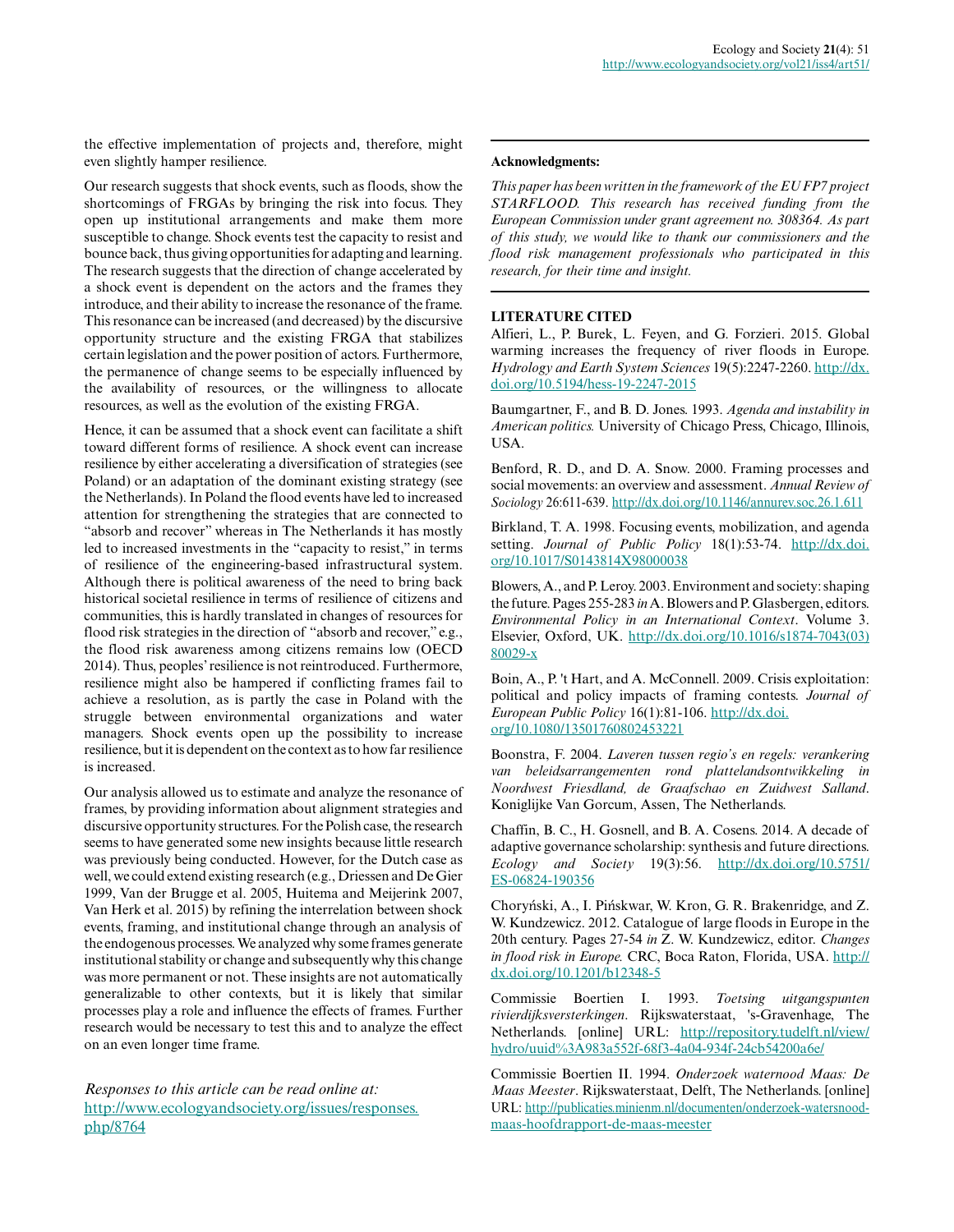the effective implementation of projects and, therefore, might even slightly hamper resilience.

Our research suggests that shock events, such as floods, show the shortcomings of FRGAs by bringing the risk into focus. They open up institutional arrangements and make them more susceptible to change. Shock events test the capacity to resist and bounce back, thus giving opportunities for adapting and learning. The research suggests that the direction of change accelerated by a shock event is dependent on the actors and the frames they introduce, and their ability to increase the resonance of the frame. This resonance can be increased (and decreased) by the discursive opportunity structure and the existing FRGA that stabilizes certain legislation and the power position of actors. Furthermore, the permanence of change seems to be especially influenced by the availability of resources, or the willingness to allocate resources, as well as the evolution of the existing FRGA.

Hence, it can be assumed that a shock event can facilitate a shift toward different forms of resilience. A shock event can increase resilience by either accelerating a diversification of strategies (see Poland) or an adaptation of the dominant existing strategy (see the Netherlands). In Poland the flood events have led to increased attention for strengthening the strategies that are connected to "absorb and recover" whereas in The Netherlands it has mostly led to increased investments in the "capacity to resist," in terms of resilience of the engineering-based infrastructural system. Although there is political awareness of the need to bring back historical societal resilience in terms of resilience of citizens and communities, this is hardly translated in changes of resources for flood risk strategies in the direction of "absorb and recover," e.g., the flood risk awareness among citizens remains low (OECD 2014). Thus, peoples' resilience is not reintroduced. Furthermore, resilience might also be hampered if conflicting frames fail to achieve a resolution, as is partly the case in Poland with the struggle between environmental organizations and water managers. Shock events open up the possibility to increase resilience, but it is dependent on the context as to how far resilience is increased.

Our analysis allowed us to estimate and analyze the resonance of frames, by providing information about alignment strategies and discursive opportunity structures. For the Polish case, the research seems to have generated some new insights because little research was previously being conducted. However, for the Dutch case as well, we could extend existing research (e.g., Driessen and De Gier 1999, Van der Brugge et al. 2005, Huitema and Meijerink 2007, Van Herk et al. 2015) by refining the interrelation between shock events, framing, and institutional change through an analysis of the endogenous processes. We analyzed why some frames generate institutional stability or change and subsequently why this change was more permanent or not. These insights are not automatically generalizable to other contexts, but it is likely that similar processes play a role and influence the effects of frames. Further research would be necessary to test this and to analyze the effect on an even longer time frame.

*Responses to this article can be read online at:*
http://www.ecologyandsociety.org/issues/responses.php/8764

**Acknowledgments:**

*This paper has been written in the framework of the EU FP7 project STARFLOOD. This research has received funding from the European Commission under grant agreement no. 308364. As part of this study, we would like to thank our commissioners and the flood risk management professionals who participated in this research, for their time and insight.*

## LITERATURE CITED

Alfieri, L., P. Burek, L. Feyen, and G. Forzieri. 2015. Global warming increases the frequency of river floods in Europe. *Hydrology and Earth System Sciences* 19(5):2247-2260. http://dx.doi.org/10.5194/hess-19-2247-2015

Baumgartner, F., and B. D. Jones. 1993. *Agenda and instability in American politics.* University of Chicago Press, Chicago, Illinois, USA.

Benford, R. D., and D. A. Snow. 2000. Framing processes and social movements: an overview and assessment. *Annual Review of Sociology* 26:611-639. http://dx.doi.org/10.1146/annurev.soc.26.1.611

Birkland, T. A. 1998. Focusing events, mobilization, and agenda setting. *Journal of Public Policy* 18(1):53-74. http://dx.doi.org/10.1017/S0143814X98000038

Blowers, A., and P. Leroy. 2003. Environment and society: shaping the future. Pages 255-283 *in* A. Blowers and P. Glasbergen, editors. *Environmental Policy in an International Context*. Volume 3. Elsevier, Oxford, UK. http://dx.doi.org/10.1016/s1874-7043(03)80029-x

Boin, A., P. 't Hart, and A. McConnell. 2009. Crisis exploitation: political and policy impacts of framing contests. *Journal of European Public Policy* 16(1):81-106. http://dx.doi.org/10.1080/13501760802453221

Boonstra, F. 2004. *Laveren tussen regio's en regels: verankering van beleidsarrangementen rond plattelandsontwikkeling in Noordwest Friesdland, de Graafschao en Zuidwest Salland*. Koniglijke Van Gorcum, Assen, The Netherlands.

Chaffin, B. C., H. Gosnell, and B. A. Cosens. 2014. A decade of adaptive governance scholarship: synthesis and future directions. *Ecology and Society* 19(3):56. http://dx.doi.org/10.5751/ES-06824-190356

Choryński, A., I. Pińskwar, W. Kron, G. R. Brakenridge, and Z. W. Kundzewicz. 2012. Catalogue of large floods in Europe in the 20th century. Pages 27-54 *in* Z. W. Kundzewicz, editor. *Changes in flood risk in Europe.* CRC, Boca Raton, Florida, USA. http://dx.doi.org/10.1201/b12348-5

Commissie Boertien I. 1993. *Toetsing uitgangspunten rivierdijksversterkingen*. Rijkswaterstaat, 's-Gravenhage, The Netherlands. [online] URL: http://repository.tudelft.nl/view/hydro/uuid%3A983a552f-68f3-4a04-934f-24cb54200a6e/

Commissie Boertien II. 1994. *Onderzoek waternood Maas: De Maas Meester*. Rijkswaterstaat, Delft, The Netherlands. [online] URL: http://publicaties.minienm.nl/documenten/onderzoek-watersnood-maas-hoofdrapport-de-maas-meester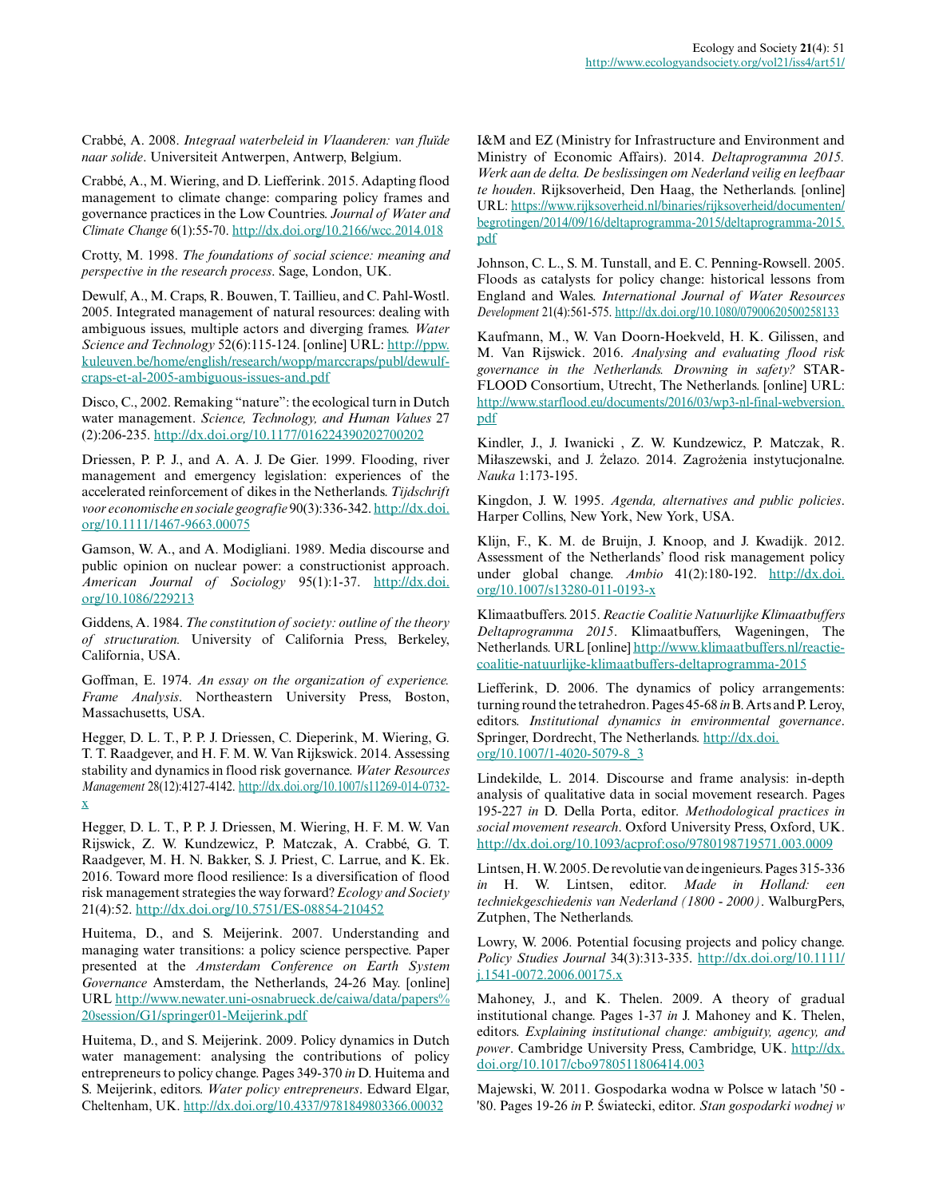Crabbé, A. 2008. *Integraal waterbeleid in Vlaanderen: van fluïde naar solide*. Universiteit Antwerpen, Antwerp, Belgium.

Crabbé, A., M. Wiering, and D. Liefferink. 2015. Adapting flood management to climate change: comparing policy frames and governance practices in the Low Countries. *Journal of Water and Climate Change* 6(1):55-70. http://dx.doi.org/10.2166/wcc.2014.018

Crotty, M. 1998. *The foundations of social science: meaning and perspective in the research process*. Sage, London, UK.

Dewulf, A., M. Craps, R. Bouwen, T. Taillieu, and C. Pahl-Wostl. 2005. Integrated management of natural resources: dealing with ambiguous issues, multiple actors and diverging frames. *Water Science and Technology* 52(6):115-124. [online] URL: http://ppw.kuleuven.be/home/english/research/wopp/marccraps/publ/dewulf-craps-et-al-2005-ambiguous-issues-and.pdf

Disco, C., 2002. Remaking "nature": the ecological turn in Dutch water management. *Science, Technology, and Human Values* 27 (2):206-235. http://dx.doi.org/10.1177/016224390202700202

Driessen, P. P. J., and A. A. J. De Gier. 1999. Flooding, river management and emergency legislation: experiences of the accelerated reinforcement of dikes in the Netherlands. *Tijdschrift voor economische en sociale geografie* 90(3):336-342. http://dx.doi.org/10.1111/1467-9663.00075

Gamson, W. A., and A. Modigliani. 1989. Media discourse and public opinion on nuclear power: a constructionist approach. *American Journal of Sociology* 95(1):1-37. http://dx.doi.org/10.1086/229213

Giddens, A. 1984. *The constitution of society: outline of the theory of structuration.* University of California Press, Berkeley, California, USA.

Goffman, E. 1974. *An essay on the organization of experience. Frame Analysis*. Northeastern University Press, Boston, Massachusetts, USA.

Hegger, D. L. T., P. P. J. Driessen, C. Dieperink, M. Wiering, G. T. T. Raadgever, and H. F. M. W. Van Rijkswick. 2014. Assessing stability and dynamics in flood risk governance. *Water Resources Management* 28(12):4127-4142. http://dx.doi.org/10.1007/s11269-014-0732-x

Hegger, D. L. T., P. P. J. Driessen, M. Wiering, H. F. M. W. Van Rijswick, Z. W. Kundzewicz, P. Matczak, A. Crabbé, G. T. Raadgever, M. H. N. Bakker, S. J. Priest, C. Larrue, and K. Ek. 2016. Toward more flood resilience: Is a diversification of flood risk management strategies the way forward? *Ecology and Society* 21(4):52. http://dx.doi.org/10.5751/ES-08854-210452

Huitema, D., and S. Meijerink. 2007. Understanding and managing water transitions: a policy science perspective. Paper presented at the *Amsterdam Conference on Earth System Governance* Amsterdam, the Netherlands, 24-26 May. [online] URL http://www.newater.uni-osnabrueck.de/caiwa/data/papers%20session/G1/springer01-Meijerink.pdf

Huitema, D., and S. Meijerink. 2009. Policy dynamics in Dutch water management: analysing the contributions of policy entrepreneurs to policy change. Pages 349-370 *in* D. Huitema and S. Meijerink, editors. *Water policy entrepreneurs*. Edward Elgar, Cheltenham, UK. http://dx.doi.org/10.4337/9781849803366.00032

I&M and EZ (Ministry for Infrastructure and Environment and Ministry of Economic Affairs). 2014. *Deltaprogramma 2015. Werk aan de delta. De beslissingen om Nederland veilig en leefbaar te houden*. Rijksoverheid, Den Haag, the Netherlands. [online] URL: https://www.rijksoverheid.nl/binaries/rijksoverheid/documenten/begrotingen/2014/09/16/deltaprogramma-2015/deltaprogramma-2015.pdf

Johnson, C. L., S. M. Tunstall, and E. C. Penning-Rowsell. 2005. Floods as catalysts for policy change: historical lessons from England and Wales. *International Journal of Water Resources Development* 21(4):561-575. http://dx.doi.org/10.1080/07900620500258133

Kaufmann, M., W. Van Doorn-Hoekveld, H. K. Gilissen, and M. Van Rijswick. 2016. *Analysing and evaluating flood risk governance in the Netherlands. Drowning in safety?* STAR-FLOOD Consortium, Utrecht, The Netherlands. [online] URL: http://www.starflood.eu/documents/2016/03/wp3-nl-final-webversion.pdf

Kindler, J., J. Iwanicki , Z. W. Kundzewicz, P. Matczak, R. Miłaszewski, and J. Żelazo. 2014. Zagrożenia instytucjonalne. *Nauka* 1:173-195.

Kingdon, J. W. 1995. *Agenda, alternatives and public policies*. Harper Collins, New York, New York, USA.

Klijn, F., K. M. de Bruijn, J. Knoop, and J. Kwadijk. 2012. Assessment of the Netherlands' flood risk management policy under global change. *Ambio* 41(2):180-192. http://dx.doi.org/10.1007/s13280-011-0193-x

Klimaatbuffers. 2015. *Reactie Coalitie Natuurlijke Klimaatbuffers Deltaprogramma 2015*. Klimaatbuffers, Wageningen, The Netherlands. URL [online] http://www.klimaatbuffers.nl/reactie-coalitie-natuurlijke-klimaatbuffers-deltaprogramma-2015

Liefferink, D. 2006. The dynamics of policy arrangements: turning round the tetrahedron. Pages 45-68 *in* B. Arts and P. Leroy, editors. *Institutional dynamics in environmental governance*. Springer, Dordrecht, The Netherlands. http://dx.doi.org/10.1007/1-4020-5079-8_3

Lindekilde, L. 2014. Discourse and frame analysis: in-depth analysis of qualitative data in social movement research. Pages 195-227 *in* D. Della Porta, editor. *Methodological practices in social movement research*. Oxford University Press, Oxford, UK. http://dx.doi.org/10.1093/acprof:oso/9780198719571.003.0009

Lintsen, H. W. 2005. De revolutie van de ingenieurs. Pages 315-336 *in* H. W. Lintsen, editor. *Made in Holland: een techniekgeschiedenis van Nederland (1800 - 2000)*. WalburgPers, Zutphen, The Netherlands.

Lowry, W. 2006. Potential focusing projects and policy change. *Policy Studies Journal* 34(3):313-335. http://dx.doi.org/10.1111/j.1541-0072.2006.00175.x

Mahoney, J., and K. Thelen. 2009. A theory of gradual institutional change. Pages 1-37 *in* J. Mahoney and K. Thelen, editors. *Explaining institutional change: ambiguity, agency, and power*. Cambridge University Press, Cambridge, UK. http://dx.doi.org/10.1017/cbo9780511806414.003

Majewski, W. 2011. Gospodarka wodna w Polsce w latach '50 - '80. Pages 19-26 *in* P. Świątecki, editor. *Stan gospodarki wodnej w*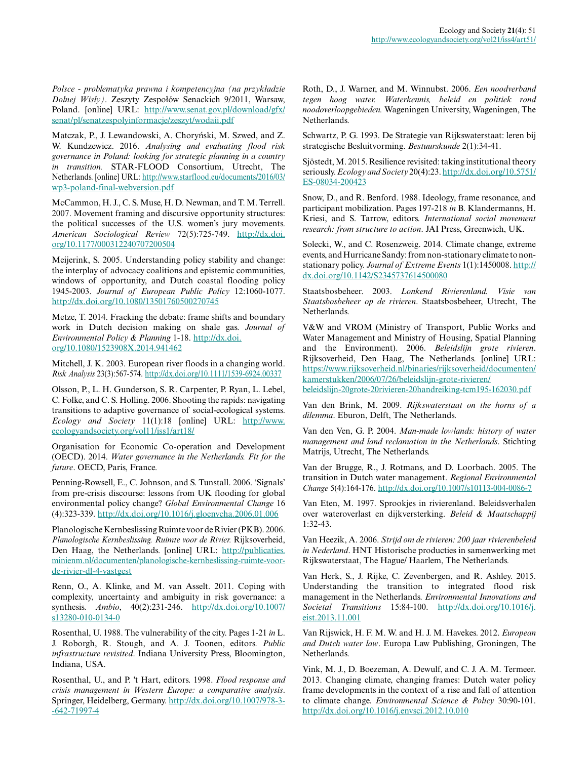*Polsce - problematyka prawna i kompetencyjna (na przykładzie Dolnej Wisły)*. Zeszyty Zespołów Senackich 9/2011, Warsaw, Poland. [online] URL: http://www.senat.gov.pl/download/gfx/senat/pl/senatzespolyinformacje/zeszyt/wodaii.pdf

Matczak, P., J. Lewandowski, A. Choryński, M. Szwed, and Z. W. Kundzewicz. 2016. *Analysing and evaluating flood risk governance in Poland: looking for strategic planning in a country in transition*. STAR-FLOOD Consortium, Utrecht, The Netherlands. [online] URL: http://www.starflood.eu/documents/2016/03/wp3-poland-final-webversion.pdf

McCammon, H. J., C. S. Muse, H. D. Newman, and T. M. Terrell. 2007. Movement framing and discursive opportunity structures: the political successes of the U.S. women's jury movements. *American Sociological Review* 72(5):725-749. http://dx.doi.org/10.1177/000312240707200504

Meijerink, S. 2005. Understanding policy stability and change: the interplay of advocacy coalitions and epistemic communities, windows of opportunity, and Dutch coastal flooding policy 1945-2003. *Journal of European Public Policy* 12:1060-1077. http://dx.doi.org/10.1080/13501760500270745

Metze, T. 2014. Fracking the debate: frame shifts and boundary work in Dutch decision making on shale gas. *Journal of Environmental Policy & Planning* 1-18. http://dx.doi.org/10.1080/1523908X.2014.941462

Mitchell, J. K. 2003. European river floods in a changing world. *Risk Analysis* 23(3):567-574. http://dx.doi.org/10.1111/1539-6924.00337

Olsson, P., L. H. Gunderson, S. R. Carpenter, P. Ryan, L. Lebel, C. Folke, and C. S. Holling. 2006. Shooting the rapids: navigating transitions to adaptive governance of social-ecological systems. *Ecology and Society* 11(1):18 [online] URL: http://www.ecologyandsociety.org/vol11/iss1/art18/

Organisation for Economic Co-operation and Development (OECD). 2014. *Water governance in the Netherlands. Fit for the future*. OECD, Paris, France.

Penning-Rowsell, E., C. Johnson, and S. Tunstall. 2006. 'Signals' from pre-crisis discourse: lessons from UK flooding for global environmental policy change? *Global Environmental Change* 16 (4):323-339. http://dx.doi.org/10.1016/j.gloenvcha.2006.01.006

Planologische Kernbeslissing Ruimte voor de Rivier (PKB). 2006. *Planologische Kernbeslissing. Ruimte voor de Rivier.* Rijksoverheid, Den Haag, the Netherlands. [online] URL: http://publicaties.minienm.nl/documenten/planologische-kernbeslissing-ruimte-voor-de-rivier-dl-4-vastgest

Renn, O., A. Klinke, and M. van Asselt. 2011. Coping with complexity, uncertainty and ambiguity in risk governance: a synthesis. *Ambio*, 40(2):231-246. http://dx.doi.org/10.1007/s13280-010-0134-0

Rosenthal, U. 1988. The vulnerability of the city. Pages 1-21 *in* L. J. Roborgh, R. Stough, and A. J. Toonen, editors. *Public infrastructure revisited*. Indiana University Press, Bloomington, Indiana, USA.

Rosenthal, U., and P. 't Hart, editors. 1998. *Flood response and crisis management in Western Europe: a comparative analysis*. Springer, Heidelberg, Germany. http://dx.doi.org/10.1007/978-3--642-71997-4

Roth, D., J. Warner, and M. Winnubst. 2006. *Een noodverband tegen hoog water. Waterkennis, beleid en politiek rond noodoverloopgebieden.* Wageningen University, Wageningen, The Netherlands.

Schwartz, P. G. 1993. De Strategie van Rijkswaterstaat: leren bij strategische Besluitvorming. *Bestuurskunde* 2(1):34-41.

Sjöstedt, M. 2015. Resilience revisited: taking institutional theory seriously. *Ecology and Society* 20(4):23. http://dx.doi.org/10.5751/ES-08034-200423

Snow, D., and R. Benford. 1988. Ideology, frame resonance, and participant mobilization. Pages 197-218 *in* B. Klandermanns, H. Kriesi, and S. Tarrow, editors. *International social movement research: from structure to action*. JAI Press, Greenwich, UK.

Solecki, W., and C. Rosenzweig. 2014. Climate change, extreme events, and Hurricane Sandy: from non-stationary climate to non-stationary policy. *Journal of Extreme Events* 1(1):1450008. http://dx.doi.org/10.1142/S2345737614500080

Staatsbosbeheer. 2003. *Lonkend Rivierenland. Visie van Staatsbosbeheer op de rivieren*. Staatsbosbeheer, Utrecht, The Netherlands.

V&W and VROM (Ministry of Transport, Public Works and Water Management and Ministry of Housing, Spatial Planning and the Environment). 2006. *Beleidslijn grote rivieren*. Rijksoverheid, Den Haag, The Netherlands. [online] URL: https://www.rijksoverheid.nl/binaries/rijksoverheid/documenten/kamerstukken/2006/07/26/beleidslijn-grote-rivieren/beleidslijn-20grote-20rivieren-20handreiking-tcm195-162030.pdf

Van den Brink, M. 2009. *Rijkswaterstaat on the horns of a dilemma*. Eburon, Delft, The Netherlands.

Van den Ven, G. P. 2004. *Man-made lowlands: history of water management and land reclamation in the Netherlands*. Stichting Matrijs, Utrecht, The Netherlands.

Van der Brugge, R., J. Rotmans, and D. Loorbach. 2005. The transition in Dutch water management. *Regional Environmental Change* 5(4):164-176. http://dx.doi.org/10.1007/s10113-004-0086-7

Van Eten, M. 1997. Sprookjes in rivierenland. Beleidsverhalen over wateroverlast en dijkversterking. *Beleid & Maatschappij* 1:32-43.

Van Heezik, A. 2006. *Strijd om de rivieren: 200 jaar rivierenbeleid in Nederland*. HNT Historische producties in samenwerking met Rijkswaterstaat, The Hague/ Haarlem, The Netherlands.

Van Herk, S., J. Rijke, C. Zevenbergen, and R. Ashley. 2015. Understanding the transition to integrated flood risk management in the Netherlands. *Environmental Innovations and Societal Transitions* 15:84-100. http://dx.doi.org/10.1016/j.eist.2013.11.001

Van Rijswick, H. F. M. W. and H. J. M. Havekes. 2012. *European and Dutch water law*. Europa Law Publishing, Groningen, The Netherlands.

Vink, M. J., D. Boezeman, A. Dewulf, and C. J. A. M. Termeer. 2013. Changing climate, changing frames: Dutch water policy frame developments in the context of a rise and fall of attention to climate change. *Environmental Science & Policy* 30:90-101. http://dx.doi.org/10.1016/j.envsci.2012.10.010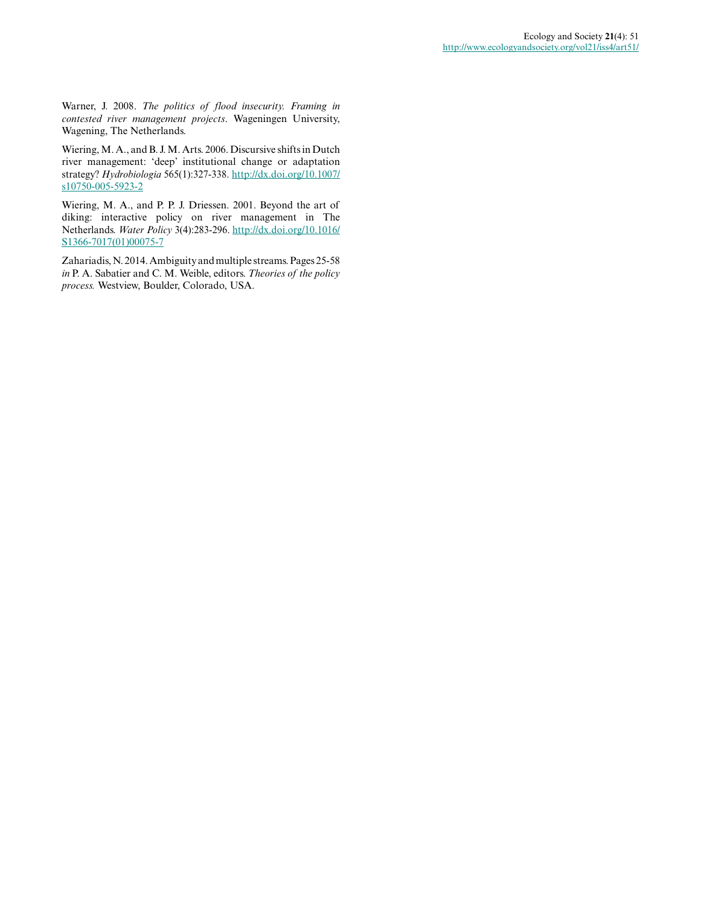Warner, J. 2008. *The politics of flood insecurity. Framing in contested river management projects*. Wageningen University, Wagening, The Netherlands.

Wiering, M. A., and B. J. M. Arts. 2006. Discursive shifts in Dutch river management: 'deep' institutional change or adaptation strategy? *Hydrobiologia* 565(1):327-338. http://dx.doi.org/10.1007/s10750-005-5923-2

Wiering, M. A., and P. P. J. Driessen. 2001. Beyond the art of diking: interactive policy on river management in The Netherlands. *Water Policy* 3(4):283-296. http://dx.doi.org/10.1016/S1366-7017(01)00075-7

Zahariadis, N. 2014. Ambiguity and multiple streams. Pages 25-58 *in* P. A. Sabatier and C. M. Weible, editors. *Theories of the policy process.* Westview, Boulder, Colorado, USA.